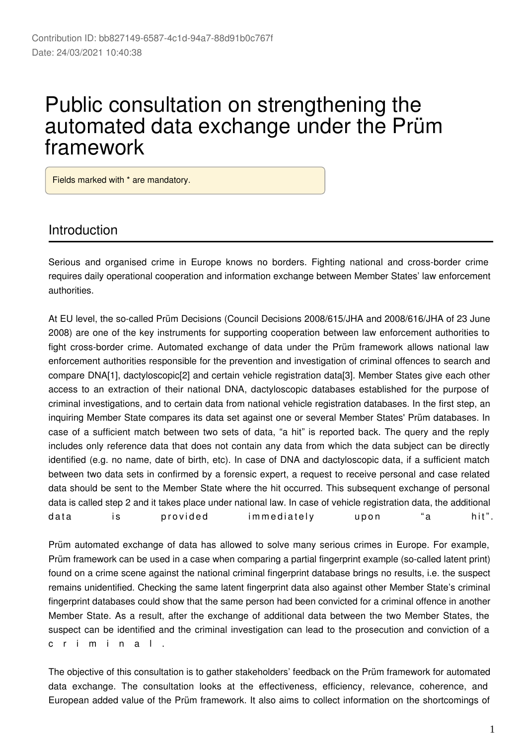Contribution ID: bb827149-6587-4c1d-94a7-88d91b0c767f
Date: 24/03/2021 10:40:38

# Public consultation on strengthening the automated data exchange under the Prüm framework

Fields marked with * are mandatory.

## Introduction

Serious and organised crime in Europe knows no borders. Fighting national and cross-border crime requires daily operational cooperation and information exchange between Member States' law enforcement authorities.

At EU level, the so-called Prüm Decisions (Council Decisions 2008/615/JHA and 2008/616/JHA of 23 June 2008) are one of the key instruments for supporting cooperation between law enforcement authorities to fight cross-border crime. Automated exchange of data under the Prüm framework allows national law enforcement authorities responsible for the prevention and investigation of criminal offences to search and compare DNA[1], dactyloscopic[2] and certain vehicle registration data[3]. Member States give each other access to an extraction of their national DNA, dactyloscopic databases established for the purpose of criminal investigations, and to certain data from national vehicle registration databases. In the first step, an inquiring Member State compares its data set against one or several Member States' Prüm databases. In case of a sufficient match between two sets of data, "a hit" is reported back. The query and the reply includes only reference data that does not contain any data from which the data subject can be directly identified (e.g. no name, date of birth, etc). In case of DNA and dactyloscopic data, if a sufficient match between two data sets in confirmed by a forensic expert, a request to receive personal and case related data should be sent to the Member State where the hit occurred. This subsequent exchange of personal data is called step 2 and it takes place under national law. In case of vehicle registration data, the additional data is provided immediately upon "a hit".

Prüm automated exchange of data has allowed to solve many serious crimes in Europe. For example, Prüm framework can be used in a case when comparing a partial fingerprint example (so-called latent print) found on a crime scene against the national criminal fingerprint database brings no results, i.e. the suspect remains unidentified. Checking the same latent fingerprint data also against other Member State's criminal fingerprint databases could show that the same person had been convicted for a criminal offence in another Member State. As a result, after the exchange of additional data between the two Member States, the suspect can be identified and the criminal investigation can lead to the prosecution and conviction of a criminal.

The objective of this consultation is to gather stakeholders' feedback on the Prüm framework for automated data exchange. The consultation looks at the effectiveness, efficiency, relevance, coherence, and European added value of the Prüm framework. It also aims to collect information on the shortcomings of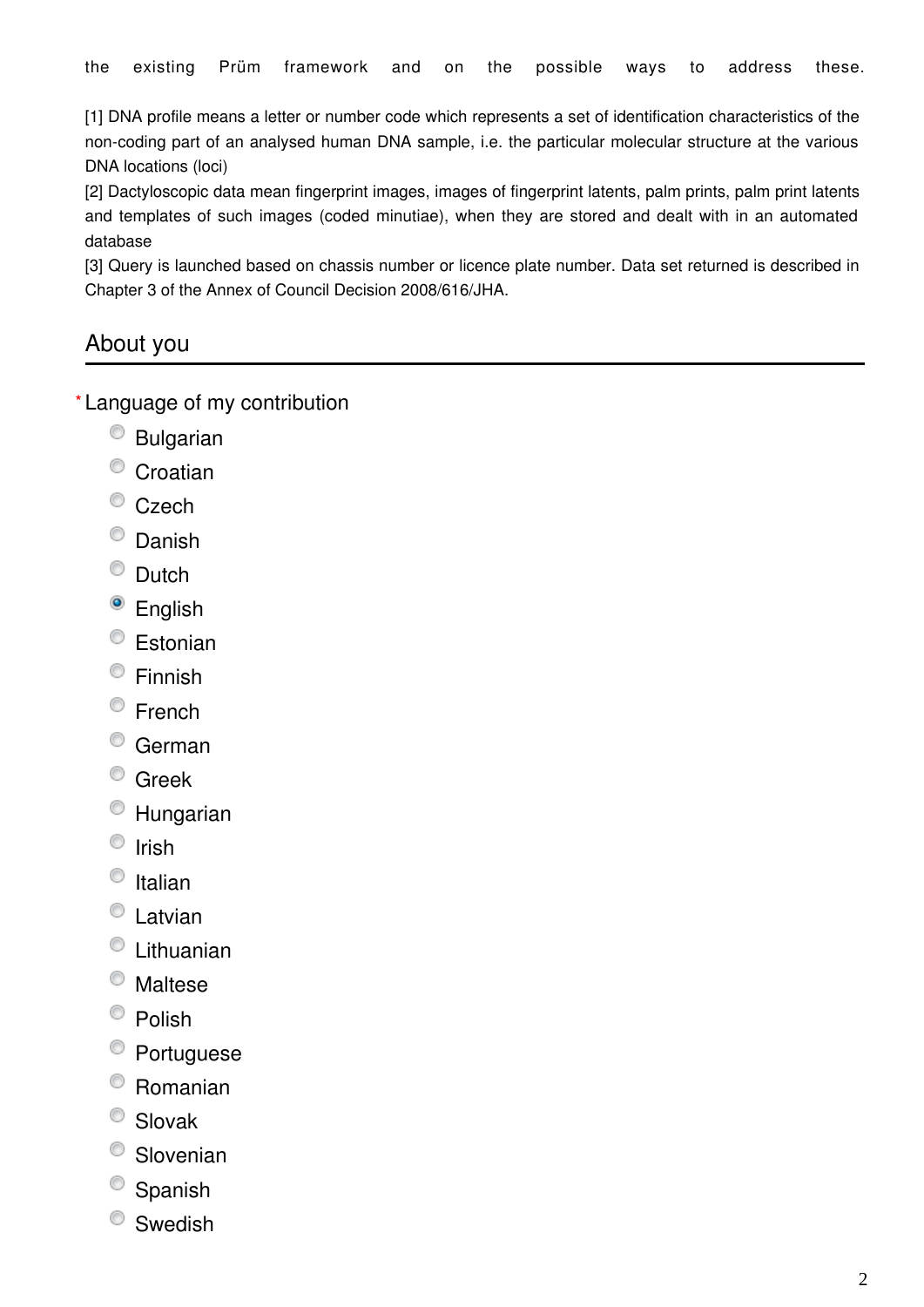the existing Prüm framework and on the possible ways to address these.

[1] DNA profile means a letter or number code which represents a set of identification characteristics of the non-coding part of an analysed human DNA sample, i.e. the particular molecular structure at the various DNA locations (loci)
[2] Dactyloscopic data mean fingerprint images, images of fingerprint latents, palm prints, palm print latents and templates of such images (coded minutiae), when they are stored and dealt with in an automated database
[3] Query is launched based on chassis number or licence plate number. Data set returned is described in Chapter 3 of the Annex of Council Decision 2008/616/JHA.

## About you

*Language of my contribution

- Bulgarian
- Croatian
- Czech
- Danish
- Dutch
- English (selected)
- Estonian
- Finnish
- French
- German
- Greek
- Hungarian
- Irish
- Italian
- Latvian
- Lithuanian
- Maltese
- Polish
- Portuguese
- Romanian
- Slovak
- Slovenian
- Spanish
- Swedish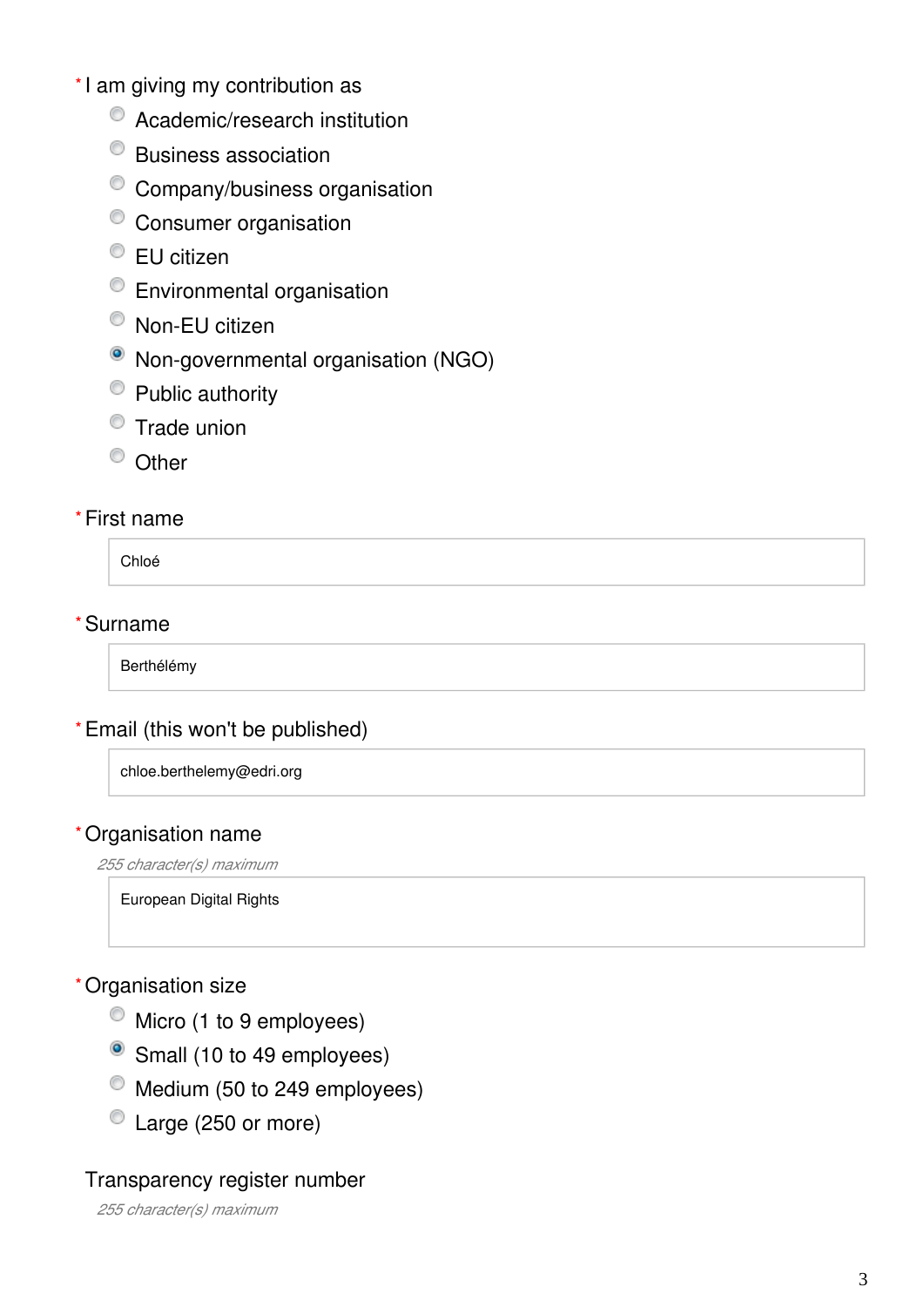\* I am giving my contribution as

- Academic/research institution
- Business association
- Company/business organisation
- Consumer organisation
- EU citizen
- Environmental organisation
- Non-EU citizen
- **(selected)** Non-governmental organisation (NGO)
- Public authority
- Trade union
- Other

\* First name

Chloé

\* Surname

Berthélémy

\* Email (this won't be published)

chloe.berthelemy@edri.org

\* Organisation name

*255 character(s) maximum*

European Digital Rights

\* Organisation size

- Micro (1 to 9 employees)
- **(selected)** Small (10 to 49 employees)
- Medium (50 to 249 employees)
- Large (250 or more)

Transparency register number

*255 character(s) maximum*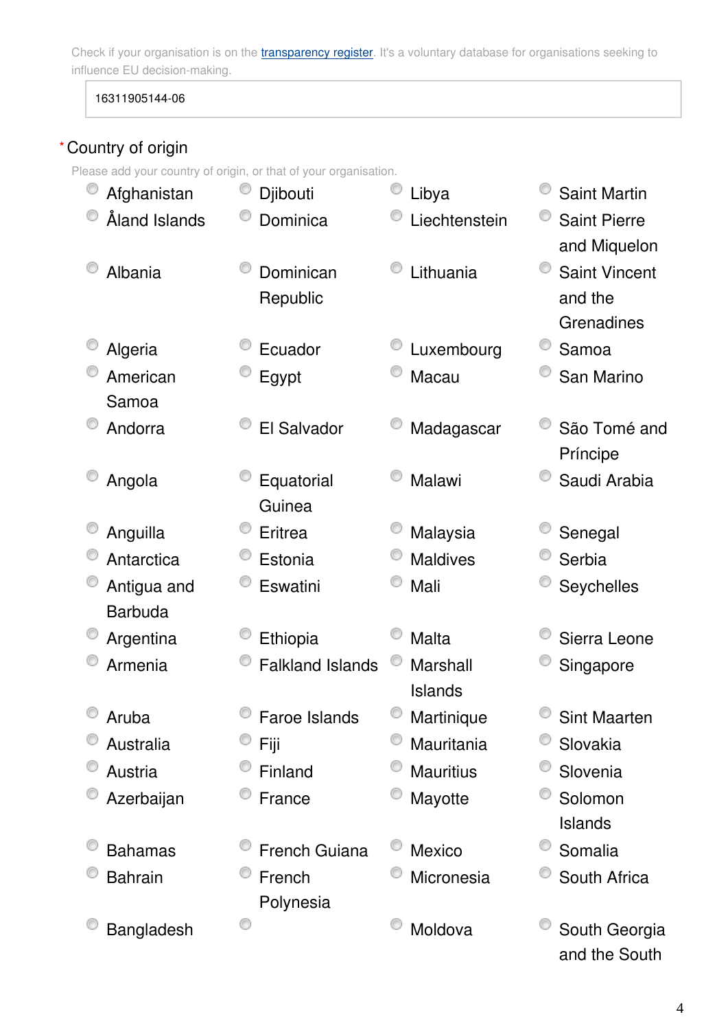Check if your organisation is on the [transparency register](). It's a voluntary database for organisations seeking to influence EU decision-making.

16311905144-06

## * Country of origin

Please add your country of origin, or that of your organisation.

- Afghanistan
- Åland Islands
- Albania
- Algeria
- American Samoa
- Andorra
- Angola
- Anguilla
- Antarctica
- Antigua and Barbuda
- Argentina
- Armenia
- Aruba
- Australia
- Austria
- Azerbaijan
- Bahamas
- Bahrain
- Bangladesh
- Djibouti
- Dominica
- Dominican Republic
- Ecuador
- Egypt
- El Salvador
- Equatorial Guinea
- Eritrea
- Estonia
- Eswatini
- Ethiopia
- Falkland Islands
- Faroe Islands
- Fiji
- Finland
- France
- French Guiana
- French Polynesia
- 
- Libya
- Liechtenstein
- Lithuania
- Luxembourg
- Macau
- Madagascar
- Malawi
- Malaysia
- Maldives
- Mali
- Malta
- Marshall Islands
- Martinique
- Mauritania
- Mauritius
- Mayotte
- Mexico
- Micronesia
- Moldova
- Saint Martin
- Saint Pierre and Miquelon
- Saint Vincent and the Grenadines
- Samoa
- San Marino
- São Tomé and Príncipe
- Saudi Arabia
- Senegal
- Serbia
- Seychelles
- Sierra Leone
- Singapore
- Sint Maarten
- Slovakia
- Slovenia
- Solomon Islands
- Somalia
- South Africa
- South Georgia and the South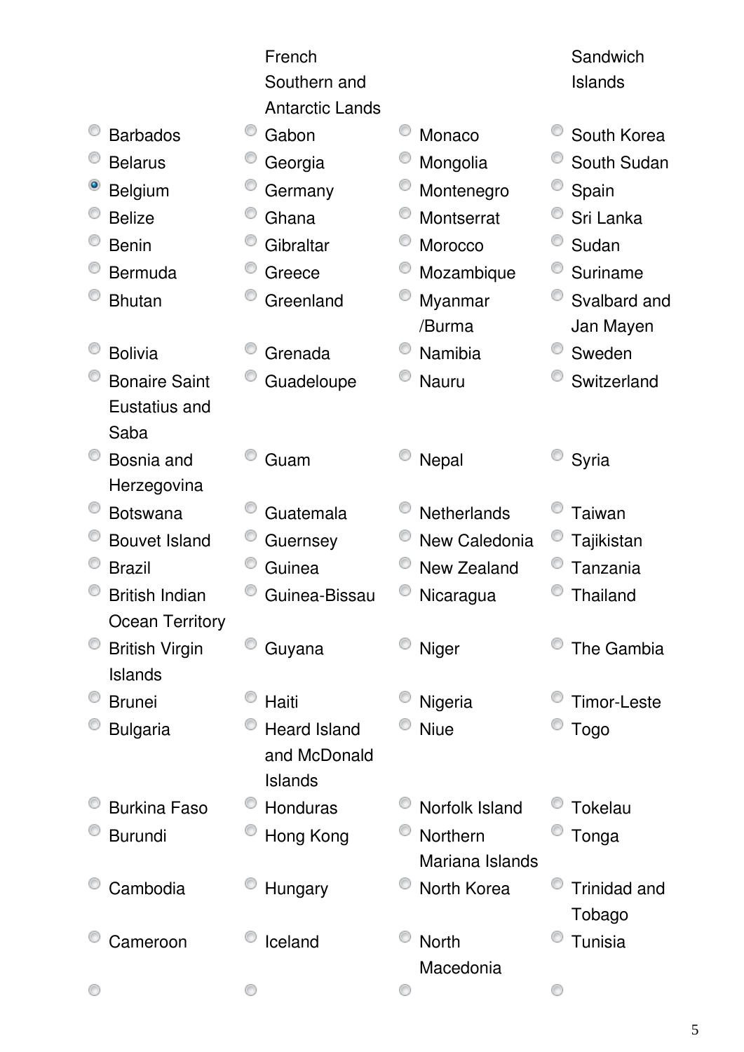| | French Southern and Antarctic Lands | | Sandwich Islands |
|---|---|---|---|
| ○ Barbados | ○ Gabon | ○ Monaco | ○ South Korea |
| ○ Belarus | ○ Georgia | ○ Mongolia | ○ South Sudan |
| ● Belgium | ○ Germany | ○ Montenegro | ○ Spain |
| ○ Belize | ○ Ghana | ○ Montserrat | ○ Sri Lanka |
| ○ Benin | ○ Gibraltar | ○ Morocco | ○ Sudan |
| ○ Bermuda | ○ Greece | ○ Mozambique | ○ Suriname |
| ○ Bhutan | ○ Greenland | ○ Myanmar /Burma | ○ Svalbard and Jan Mayen |
| ○ Bolivia | ○ Grenada | ○ Namibia | ○ Sweden |
| ○ Bonaire Saint Eustatius and Saba | ○ Guadeloupe | ○ Nauru | ○ Switzerland |
| ○ Bosnia and Herzegovina | ○ Guam | ○ Nepal | ○ Syria |
| ○ Botswana | ○ Guatemala | ○ Netherlands | ○ Taiwan |
| ○ Bouvet Island | ○ Guernsey | ○ New Caledonia | ○ Tajikistan |
| ○ Brazil | ○ Guinea | ○ New Zealand | ○ Tanzania |
| ○ British Indian Ocean Territory | ○ Guinea-Bissau | ○ Nicaragua | ○ Thailand |
| ○ British Virgin Islands | ○ Guyana | ○ Niger | ○ The Gambia |
| ○ Brunei | ○ Haiti | ○ Nigeria | ○ Timor-Leste |
| ○ Bulgaria | ○ Heard Island and McDonald Islands | ○ Niue | ○ Togo |
| ○ Burkina Faso | ○ Honduras | ○ Norfolk Island | ○ Tokelau |
| ○ Burundi | ○ Hong Kong | ○ Northern Mariana Islands | ○ Tonga |
| ○ Cambodia | ○ Hungary | ○ North Korea | ○ Trinidad and Tobago |
| ○ Cameroon | ○ Iceland | ○ North Macedonia | ○ Tunisia |
| ○ | ○ | ○ | ○ |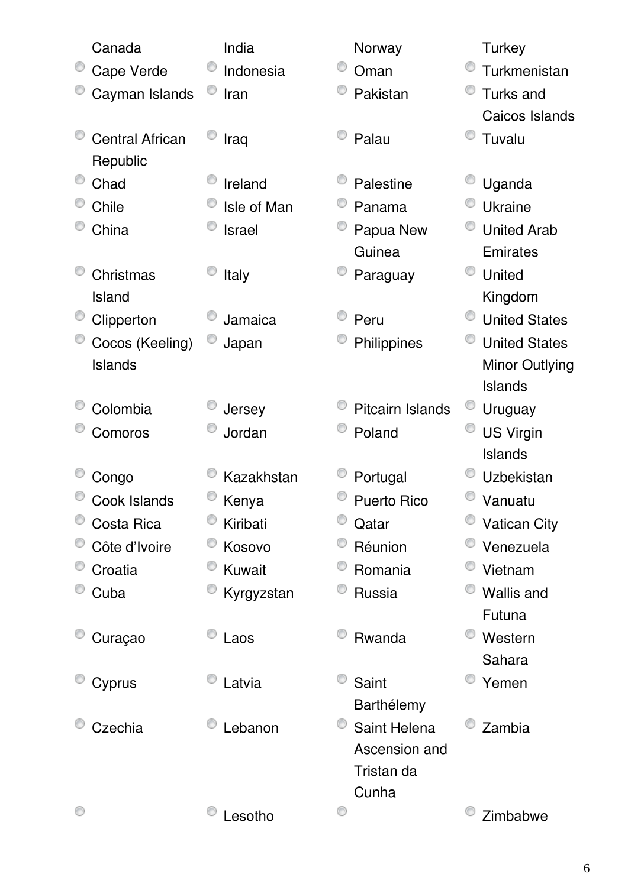- Canada
- Cape Verde
- Cayman Islands
- Central African Republic
- Chad
- Chile
- China
- Christmas Island
- Clipperton
- Cocos (Keeling) Islands
- Colombia
- Comoros
- Congo
- Cook Islands
- Costa Rica
- Côte d’Ivoire
- Croatia
- Cuba
- Curaçao
- Cyprus
- Czechia
- 
- India
- Indonesia
- Iran
- Iraq
- Ireland
- Isle of Man
- Israel
- Italy
- Jamaica
- Japan
- Jersey
- Jordan
- Kazakhstan
- Kenya
- Kiribati
- Kosovo
- Kuwait
- Kyrgyzstan
- Laos
- Latvia
- Lebanon
- Lesotho
- Norway
- Oman
- Pakistan
- Palau
- Palestine
- Panama
- Papua New Guinea
- Paraguay
- Peru
- Philippines
- Pitcairn Islands
- Poland
- Portugal
- Puerto Rico
- Qatar
- Réunion
- Romania
- Russia
- Rwanda
- Saint Barthélemy
- Saint Helena Ascension and Tristan da Cunha
- 
- Turkey
- Turkmenistan
- Turks and Caicos Islands
- Tuvalu
- Uganda
- Ukraine
- United Arab Emirates
- United Kingdom
- United States
- United States Minor Outlying Islands
- Uruguay
- US Virgin Islands
- Uzbekistan
- Vanuatu
- Vatican City
- Venezuela
- Vietnam
- Wallis and Futuna
- Western Sahara
- Yemen
- Zambia
- Zimbabwe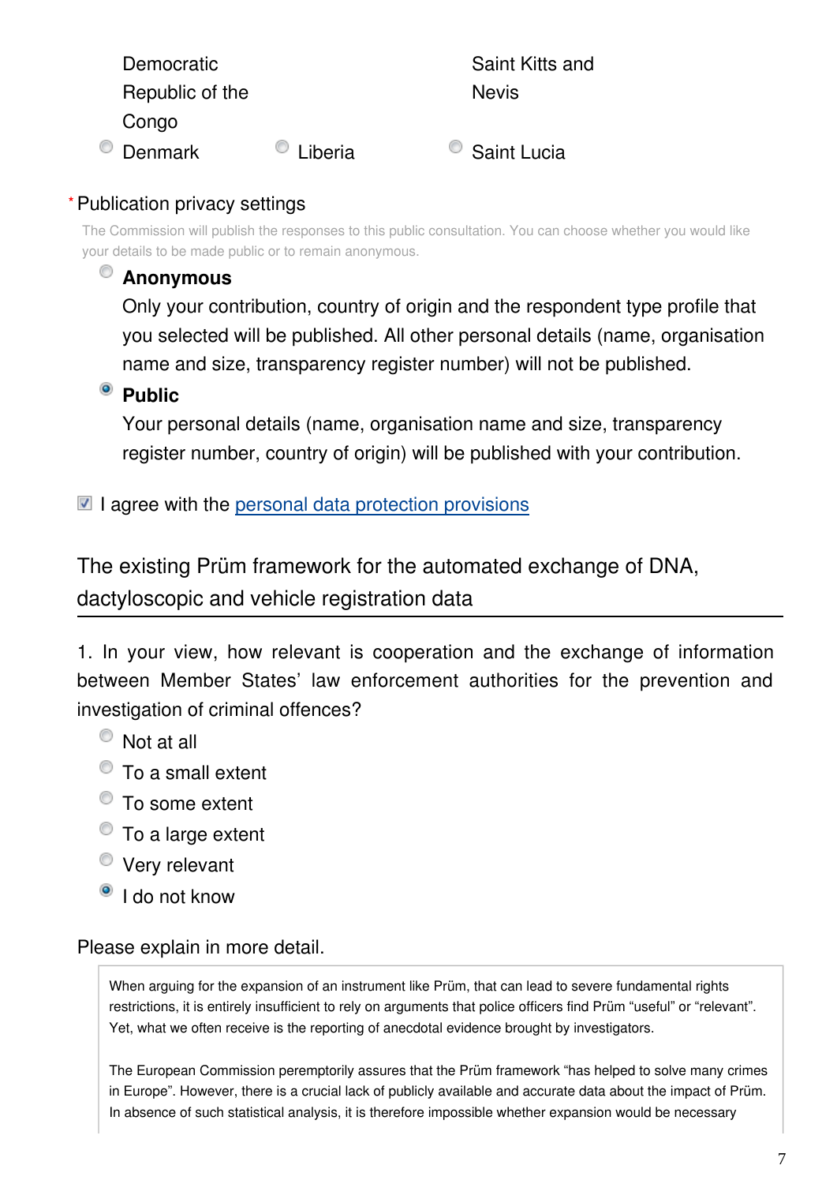Democratic Republic of the Congo | Saint Kitts and Nevis

- ○ Denmark
- ○ Liberia
- ○ Saint Lucia

\* Publication privacy settings

The Commission will publish the responses to this public consultation. You can choose whether you would like your details to be made public or to remain anonymous.

- ○ **Anonymous**
  Only your contribution, country of origin and the respondent type profile that you selected will be published. All other personal details (name, organisation name and size, transparency register number) will not be published.
- ◉ **Public**
  Your personal details (name, organisation name and size, transparency register number, country of origin) will be published with your contribution.

☑ I agree with the personal data protection provisions

## The existing Prüm framework for the automated exchange of DNA, dactyloscopic and vehicle registration data

1. In your view, how relevant is cooperation and the exchange of information between Member States' law enforcement authorities for the prevention and investigation of criminal offences?

- ○ Not at all
- ○ To a small extent
- ○ To some extent
- ○ To a large extent
- ○ Very relevant
- ◉ I do not know

Please explain in more detail.

When arguing for the expansion of an instrument like Prüm, that can lead to severe fundamental rights restrictions, it is entirely insufficient to rely on arguments that police officers find Prüm "useful" or "relevant". Yet, what we often receive is the reporting of anecdotal evidence brought by investigators.

The European Commission peremptorily assures that the Prüm framework "has helped to solve many crimes in Europe". However, there is a crucial lack of publicly available and accurate data about the impact of Prüm. In absence of such statistical analysis, it is therefore impossible whether expansion would be necessary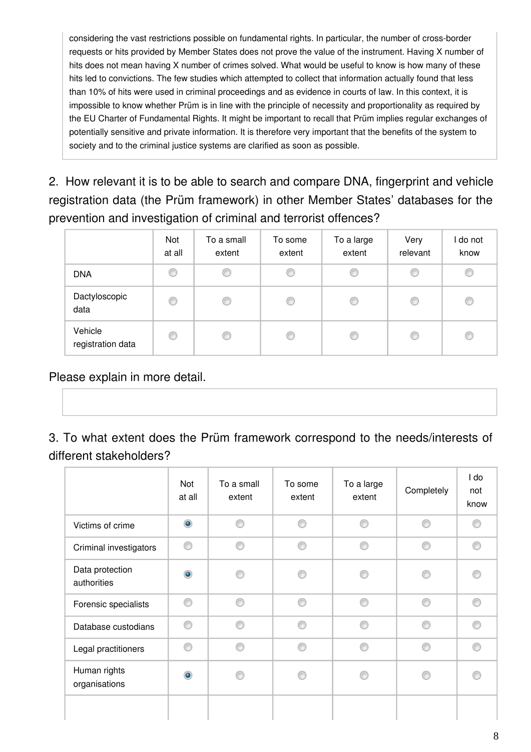considering the vast restrictions possible on fundamental rights. In particular, the number of cross-border requests or hits provided by Member States does not prove the value of the instrument. Having X number of hits does not mean having X number of crimes solved. What would be useful to know is how many of these hits led to convictions. The few studies which attempted to collect that information actually found that less than 10% of hits were used in criminal proceedings and as evidence in courts of law. In this context, it is impossible to know whether Prüm is in line with the principle of necessity and proportionality as required by the EU Charter of Fundamental Rights. It might be important to recall that Prüm implies regular exchanges of potentially sensitive and private information. It is therefore very important that the benefits of the system to society and to the criminal justice systems are clarified as soon as possible.

2. How relevant it is to be able to search and compare DNA, fingerprint and vehicle registration data (the Prüm framework) in other Member States' databases for the prevention and investigation of criminal and terrorist offences?

| | Not at all | To a small extent | To some extent | To a large extent | Very relevant | I do not know |
|---|---|---|---|---|---|---|
| DNA | | | | | | |
| Dactyloscopic data | | | | | | |
| Vehicle registration data | | | | | | |

Please explain in more detail.

3. To what extent does the Prüm framework correspond to the needs/interests of different stakeholders?

| | Not at all | To a small extent | To some extent | To a large extent | Completely | I do not know |
|---|---|---|---|---|---|---|
| Victims of crime | X | | | | | |
| Criminal investigators | | | | | | |
| Data protection authorities | X | | | | | |
| Forensic specialists | | | | | | |
| Database custodians | | | | | | |
| Legal practitioners | | | | | | |
| Human rights organisations | X | | | | | |
| | | | | | | |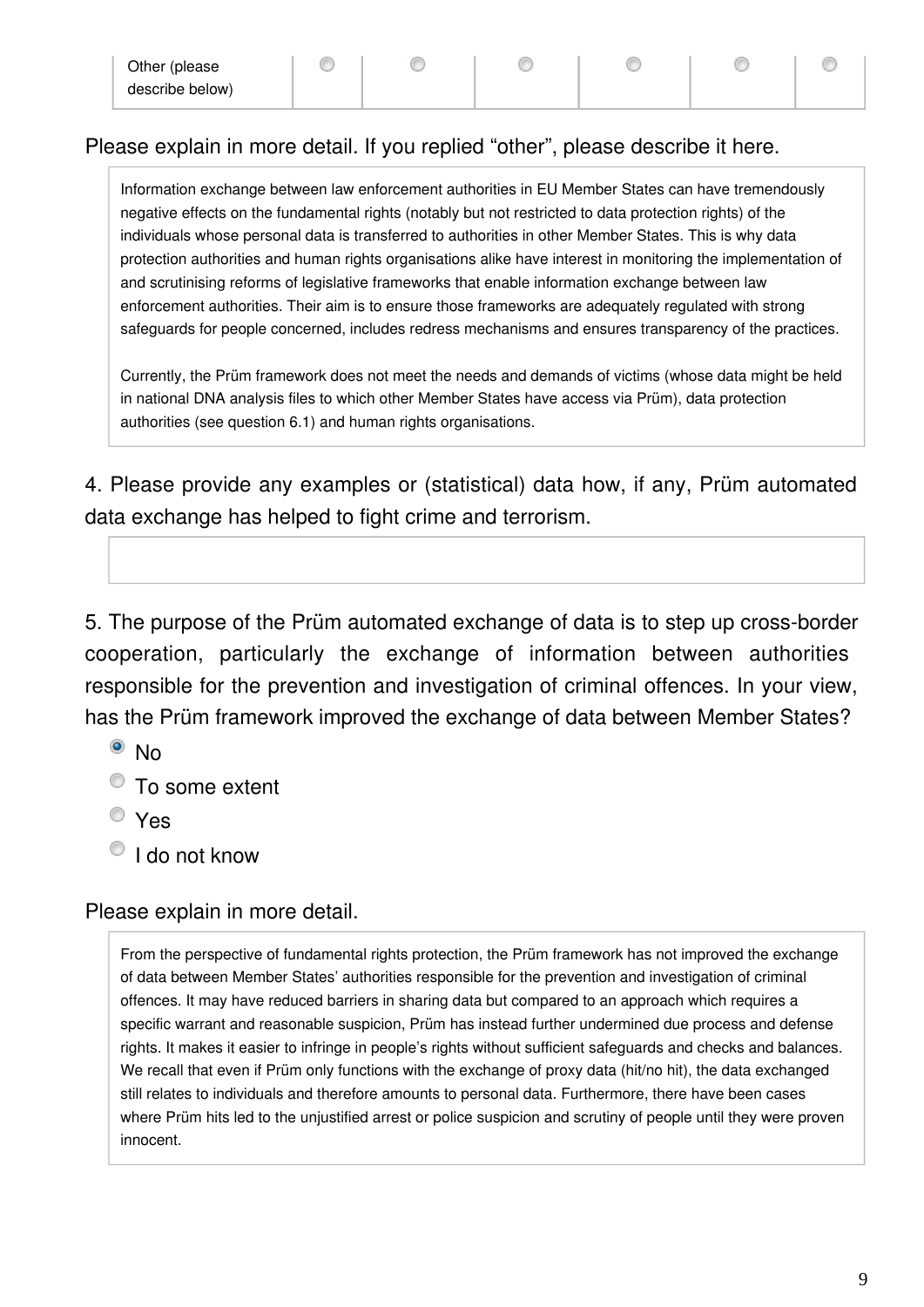| Other (please describe below) | ○ | ○ | ○ | ○ | ○ | ○ |
|---|---|---|---|---|---|---|

Please explain in more detail. If you replied “other”, please describe it here.

> Information exchange between law enforcement authorities in EU Member States can have tremendously negative effects on the fundamental rights (notably but not restricted to data protection rights) of the individuals whose personal data is transferred to authorities in other Member States. This is why data protection authorities and human rights organisations alike have interest in monitoring the implementation of and scrutinising reforms of legislative frameworks that enable information exchange between law enforcement authorities. Their aim is to ensure those frameworks are adequately regulated with strong safeguards for people concerned, includes redress mechanisms and ensures transparency of the practices.
>
> Currently, the Prüm framework does not meet the needs and demands of victims (whose data might be held in national DNA analysis files to which other Member States have access via Prüm), data protection authorities (see question 6.1) and human rights organisations.

4. Please provide any examples or (statistical) data how, if any, Prüm automated data exchange has helped to fight crime and terrorism.

5. The purpose of the Prüm automated exchange of data is to step up cross-border cooperation, particularly the exchange of information between authorities responsible for the prevention and investigation of criminal offences. In your view, has the Prüm framework improved the exchange of data between Member States?

- [x] No
- [ ] To some extent
- [ ] Yes
- [ ] I do not know

Please explain in more detail.

> From the perspective of fundamental rights protection, the Prüm framework has not improved the exchange of data between Member States’ authorities responsible for the prevention and investigation of criminal offences. It may have reduced barriers in sharing data but compared to an approach which requires a specific warrant and reasonable suspicion, Prüm has instead further undermined due process and defense rights. It makes it easier to infringe in people’s rights without sufficient safeguards and checks and balances. We recall that even if Prüm only functions with the exchange of proxy data (hit/no hit), the data exchanged still relates to individuals and therefore amounts to personal data. Furthermore, there have been cases where Prüm hits led to the unjustified arrest or police suspicion and scrutiny of people until they were proven innocent.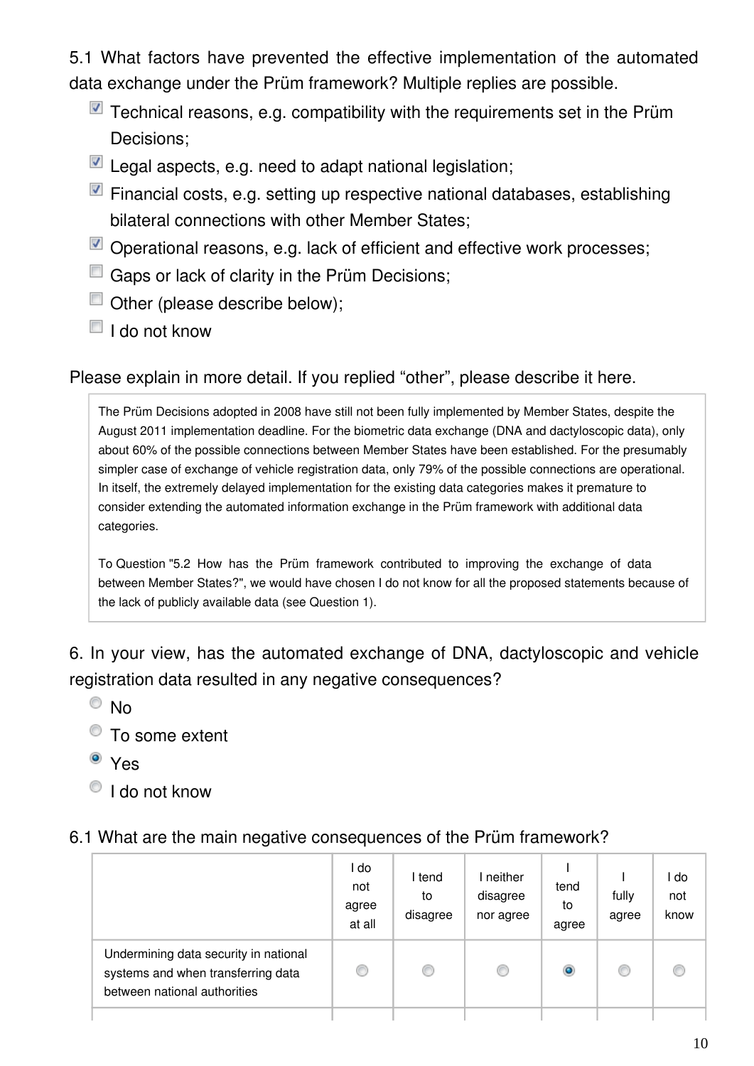5.1 What factors have prevented the effective implementation of the automated data exchange under the Prüm framework? Multiple replies are possible.

- [x] Technical reasons, e.g. compatibility with the requirements set in the Prüm Decisions;
- [x] Legal aspects, e.g. need to adapt national legislation;
- [x] Financial costs, e.g. setting up respective national databases, establishing bilateral connections with other Member States;
- [x] Operational reasons, e.g. lack of efficient and effective work processes;
- [ ] Gaps or lack of clarity in the Prüm Decisions;
- [ ] Other (please describe below);
- [ ] I do not know

Please explain in more detail. If you replied "other", please describe it here.

> The Prüm Decisions adopted in 2008 have still not been fully implemented by Member States, despite the August 2011 implementation deadline. For the biometric data exchange (DNA and dactyloscopic data), only about 60% of the possible connections between Member States have been established. For the presumably simpler case of exchange of vehicle registration data, only 79% of the possible connections are operational. In itself, the extremely delayed implementation for the existing data categories makes it premature to consider extending the automated information exchange in the Prüm framework with additional data categories.
>
> To Question "5.2 How has the Prüm framework contributed to improving the exchange of data between Member States?", we would have chosen I do not know for all the proposed statements because of the lack of publicly available data (see Question 1).

6. In your view, has the automated exchange of DNA, dactyloscopic and vehicle registration data resulted in any negative consequences?

- ( ) No
- ( ) To some extent
- (•) Yes
- ( ) I do not know

6.1 What are the main negative consequences of the Prüm framework?

| | I do not agree at all | I tend to disagree | I neither disagree nor agree | I tend to agree | I fully agree | I do not know |
|---|---|---|---|---|---|---|
| Undermining data security in national systems and when transferring data between national authorities | ( ) | ( ) | ( ) | (•) | ( ) | ( ) |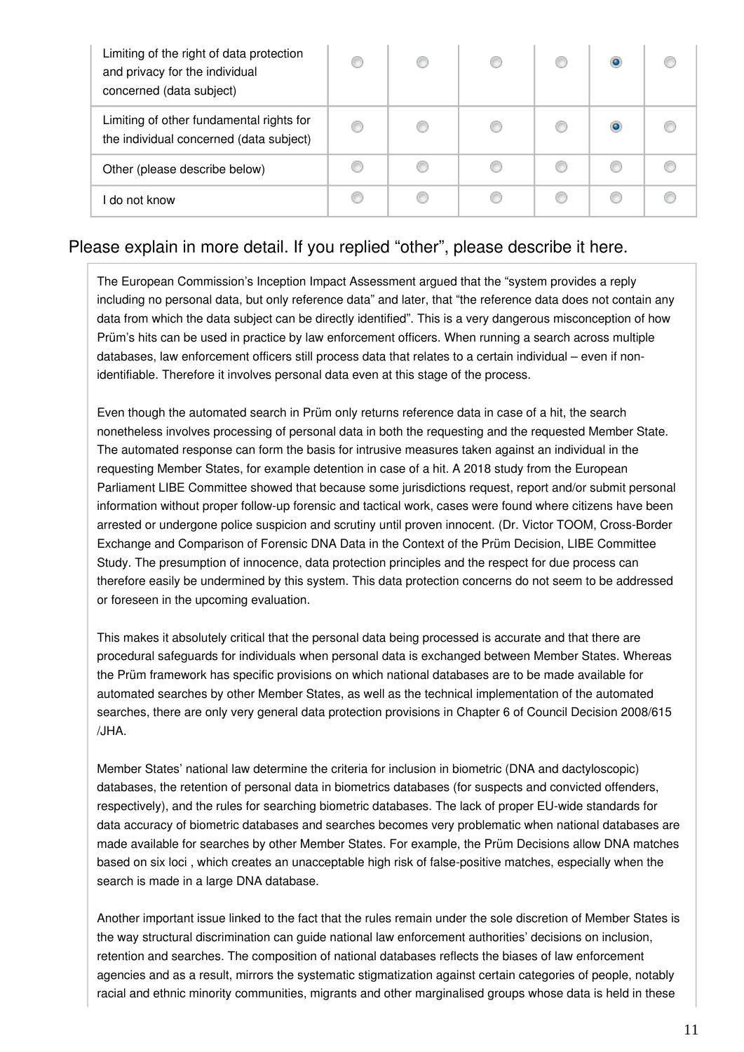| | | | | | | |
|---|---|---|---|---|---|---|
| Limiting of the right of data protection and privacy for the individual concerned (data subject) | ○ | ○ | ○ | ○ | ● | ○ |
| Limiting of other fundamental rights for the individual concerned (data subject) | ○ | ○ | ○ | ○ | ● | ○ |
| Other (please describe below) | ○ | ○ | ○ | ○ | ○ | ○ |
| I do not know | ○ | ○ | ○ | ○ | ○ | ○ |

## Please explain in more detail. If you replied “other”, please describe it here.

The European Commission’s Inception Impact Assessment argued that the “system provides a reply including no personal data, but only reference data” and later, that “the reference data does not contain any data from which the data subject can be directly identified”. This is a very dangerous misconception of how Prüm’s hits can be used in practice by law enforcement officers. When running a search across multiple databases, law enforcement officers still process data that relates to a certain individual – even if non-identifiable. Therefore it involves personal data even at this stage of the process.

Even though the automated search in Prüm only returns reference data in case of a hit, the search nonetheless involves processing of personal data in both the requesting and the requested Member State. The automated response can form the basis for intrusive measures taken against an individual in the requesting Member States, for example detention in case of a hit. A 2018 study from the European Parliament LIBE Committee showed that because some jurisdictions request, report and/or submit personal information without proper follow-up forensic and tactical work, cases were found where citizens have been arrested or undergone police suspicion and scrutiny until proven innocent. (Dr. Victor TOOM, Cross-Border Exchange and Comparison of Forensic DNA Data in the Context of the Prüm Decision, LIBE Committee Study. The presumption of innocence, data protection principles and the respect for due process can therefore easily be undermined by this system. This data protection concerns do not seem to be addressed or foreseen in the upcoming evaluation.

This makes it absolutely critical that the personal data being processed is accurate and that there are procedural safeguards for individuals when personal data is exchanged between Member States. Whereas the Prüm framework has specific provisions on which national databases are to be made available for automated searches by other Member States, as well as the technical implementation of the automated searches, there are only very general data protection provisions in Chapter 6 of Council Decision 2008/615 /JHA.

Member States’ national law determine the criteria for inclusion in biometric (DNA and dactyloscopic) databases, the retention of personal data in biometrics databases (for suspects and convicted offenders, respectively), and the rules for searching biometric databases. The lack of proper EU-wide standards for data accuracy of biometric databases and searches becomes very problematic when national databases are made available for searches by other Member States. For example, the Prüm Decisions allow DNA matches based on six loci , which creates an unacceptable high risk of false-positive matches, especially when the search is made in a large DNA database.

Another important issue linked to the fact that the rules remain under the sole discretion of Member States is the way structural discrimination can guide national law enforcement authorities’ decisions on inclusion, retention and searches. The composition of national databases reflects the biases of law enforcement agencies and as a result, mirrors the systematic stigmatization against certain categories of people, notably racial and ethnic minority communities, migrants and other marginalised groups whose data is held in these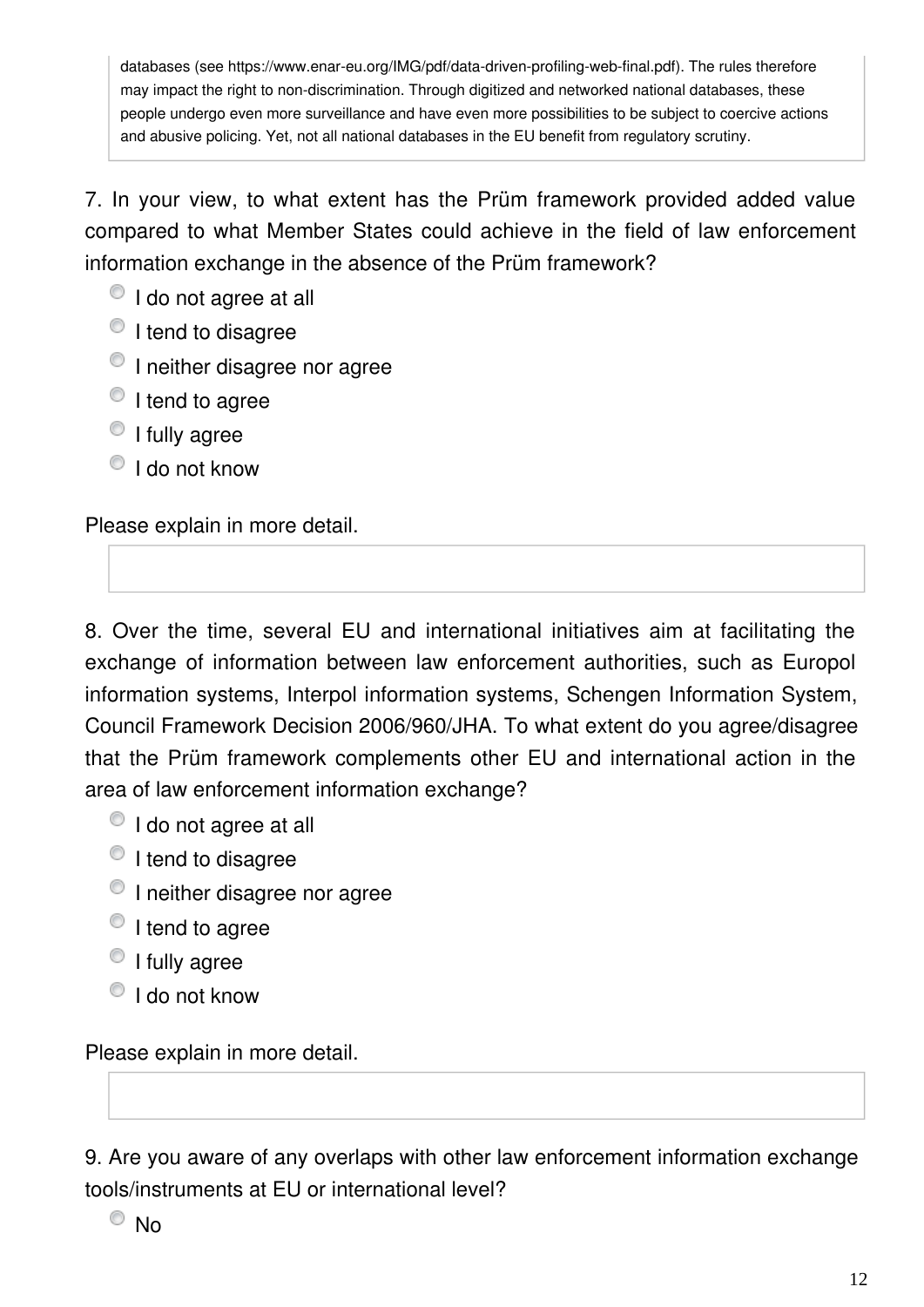databases (see https://www.enar-eu.org/IMG/pdf/data-driven-profiling-web-final.pdf). The rules therefore may impact the right to non-discrimination. Through digitized and networked national databases, these people undergo even more surveillance and have even more possibilities to be subject to coercive actions and abusive policing. Yet, not all national databases in the EU benefit from regulatory scrutiny.

7. In your view, to what extent has the Prüm framework provided added value compared to what Member States could achieve in the field of law enforcement information exchange in the absence of the Prüm framework?

- I do not agree at all
- I tend to disagree
- I neither disagree nor agree
- I tend to agree
- I fully agree
- I do not know

Please explain in more detail.

8. Over the time, several EU and international initiatives aim at facilitating the exchange of information between law enforcement authorities, such as Europol information systems, Interpol information systems, Schengen Information System, Council Framework Decision 2006/960/JHA. To what extent do you agree/disagree that the Prüm framework complements other EU and international action in the area of law enforcement information exchange?

- I do not agree at all
- I tend to disagree
- I neither disagree nor agree
- I tend to agree
- I fully agree
- I do not know

Please explain in more detail.

9. Are you aware of any overlaps with other law enforcement information exchange tools/instruments at EU or international level?

- No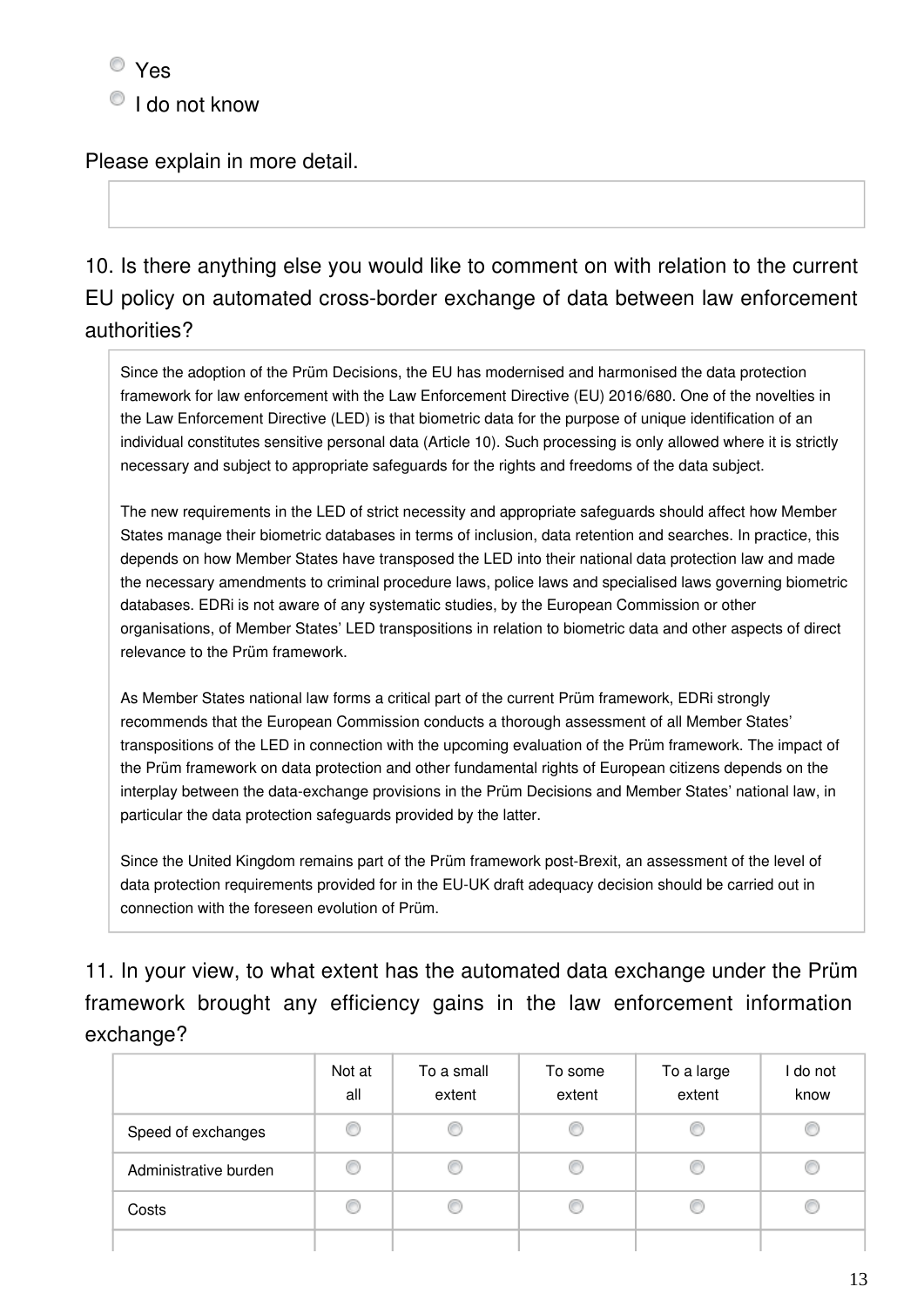- ○ Yes
- ○ I do not know

Please explain in more detail.

10. Is there anything else you would like to comment on with relation to the current EU policy on automated cross-border exchange of data between law enforcement authorities?

> Since the adoption of the Prüm Decisions, the EU has modernised and harmonised the data protection framework for law enforcement with the Law Enforcement Directive (EU) 2016/680. One of the novelties in the Law Enforcement Directive (LED) is that biometric data for the purpose of unique identification of an individual constitutes sensitive personal data (Article 10). Such processing is only allowed where it is strictly necessary and subject to appropriate safeguards for the rights and freedoms of the data subject.
>
> The new requirements in the LED of strict necessity and appropriate safeguards should affect how Member States manage their biometric databases in terms of inclusion, data retention and searches. In practice, this depends on how Member States have transposed the LED into their national data protection law and made the necessary amendments to criminal procedure laws, police laws and specialised laws governing biometric databases. EDRi is not aware of any systematic studies, by the European Commission or other organisations, of Member States' LED transpositions in relation to biometric data and other aspects of direct relevance to the Prüm framework.
>
> As Member States national law forms a critical part of the current Prüm framework, EDRi strongly recommends that the European Commission conducts a thorough assessment of all Member States' transpositions of the LED in connection with the upcoming evaluation of the Prüm framework. The impact of the Prüm framework on data protection and other fundamental rights of European citizens depends on the interplay between the data-exchange provisions in the Prüm Decisions and Member States' national law, in particular the data protection safeguards provided by the latter.
>
> Since the United Kingdom remains part of the Prüm framework post-Brexit, an assessment of the level of data protection requirements provided for in the EU-UK draft adequacy decision should be carried out in connection with the foreseen evolution of Prüm.

11. In your view, to what extent has the automated data exchange under the Prüm framework brought any efficiency gains in the law enforcement information exchange?

| | Not at all | To a small extent | To some extent | To a large extent | I do not know |
|---|---|---|---|---|---|
| Speed of exchanges | ○ | ○ | ○ | ○ | ○ |
| Administrative burden | ○ | ○ | ○ | ○ | ○ |
| Costs | ○ | ○ | ○ | ○ | ○ |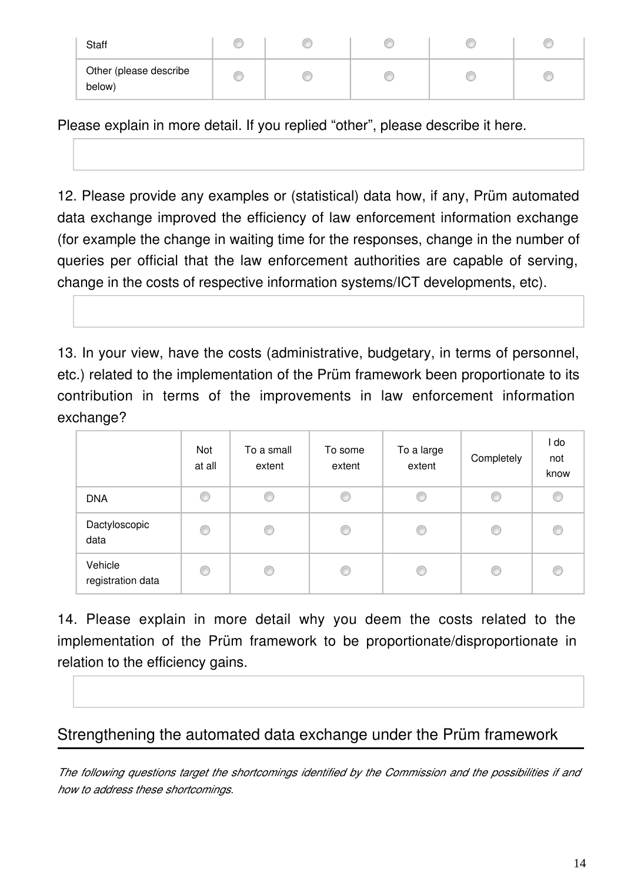| | | | | | |
|---|---|---|---|---|---|
| Staff | ○ | ○ | ○ | ○ | ○ |
| Other (please describe below) | ○ | ○ | ○ | ○ | ○ |

Please explain in more detail. If you replied “other”, please describe it here.

12. Please provide any examples or (statistical) data how, if any, Prüm automated data exchange improved the efficiency of law enforcement information exchange (for example the change in waiting time for the responses, change in the number of queries per official that the law enforcement authorities are capable of serving, change in the costs of respective information systems/ICT developments, etc).

13. In your view, have the costs (administrative, budgetary, in terms of personnel, etc.) related to the implementation of the Prüm framework been proportionate to its contribution in terms of the improvements in law enforcement information exchange?

| | Not at all | To a small extent | To some extent | To a large extent | Completely | I do not know |
|---|---|---|---|---|---|---|
| DNA | ○ | ○ | ○ | ○ | ○ | ○ |
| Dactyloscopic data | ○ | ○ | ○ | ○ | ○ | ○ |
| Vehicle registration data | ○ | ○ | ○ | ○ | ○ | ○ |

14. Please explain in more detail why you deem the costs related to the implementation of the Prüm framework to be proportionate/disproportionate in relation to the efficiency gains.

## Strengthening the automated data exchange under the Prüm framework

*The following questions target the shortcomings identified by the Commission and the possibilities if and how to address these shortcomings.*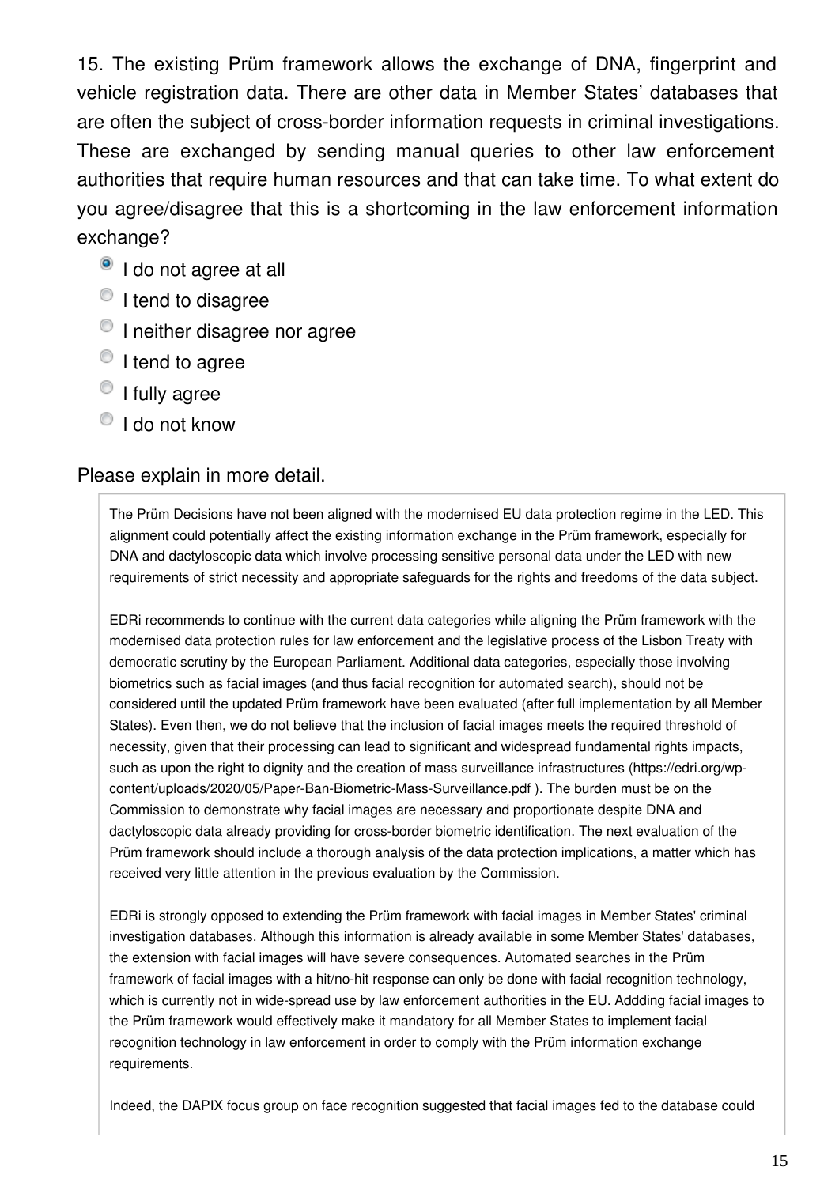15. The existing Prüm framework allows the exchange of DNA, fingerprint and vehicle registration data. There are other data in Member States' databases that are often the subject of cross-border information requests in criminal investigations. These are exchanged by sending manual queries to other law enforcement authorities that require human resources and that can take time. To what extent do you agree/disagree that this is a shortcoming in the law enforcement information exchange?

- [x] I do not agree at all
- [ ] I tend to disagree
- [ ] I neither disagree nor agree
- [ ] I tend to agree
- [ ] I fully agree
- [ ] I do not know

Please explain in more detail.

The Prüm Decisions have not been aligned with the modernised EU data protection regime in the LED. This alignment could potentially affect the existing information exchange in the Prüm framework, especially for DNA and dactyloscopic data which involve processing sensitive personal data under the LED with new requirements of strict necessity and appropriate safeguards for the rights and freedoms of the data subject.

EDRi recommends to continue with the current data categories while aligning the Prüm framework with the modernised data protection rules for law enforcement and the legislative process of the Lisbon Treaty with democratic scrutiny by the European Parliament. Additional data categories, especially those involving biometrics such as facial images (and thus facial recognition for automated search), should not be considered until the updated Prüm framework have been evaluated (after full implementation by all Member States). Even then, we do not believe that the inclusion of facial images meets the required threshold of necessity, given that their processing can lead to significant and widespread fundamental rights impacts, such as upon the right to dignity and the creation of mass surveillance infrastructures (https://edri.org/wp-content/uploads/2020/05/Paper-Ban-Biometric-Mass-Surveillance.pdf ). The burden must be on the Commission to demonstrate why facial images are necessary and proportionate despite DNA and dactyloscopic data already providing for cross-border biometric identification. The next evaluation of the Prüm framework should include a thorough analysis of the data protection implications, a matter which has received very little attention in the previous evaluation by the Commission.

EDRi is strongly opposed to extending the Prüm framework with facial images in Member States' criminal investigation databases. Although this information is already available in some Member States' databases, the extension with facial images will have severe consequences. Automated searches in the Prüm framework of facial images with a hit/no-hit response can only be done with facial recognition technology, which is currently not in wide-spread use by law enforcement authorities in the EU. Addding facial images to the Prüm framework would effectively make it mandatory for all Member States to implement facial recognition technology in law enforcement in order to comply with the Prüm information exchange requirements.

Indeed, the DAPIX focus group on face recognition suggested that facial images fed to the database could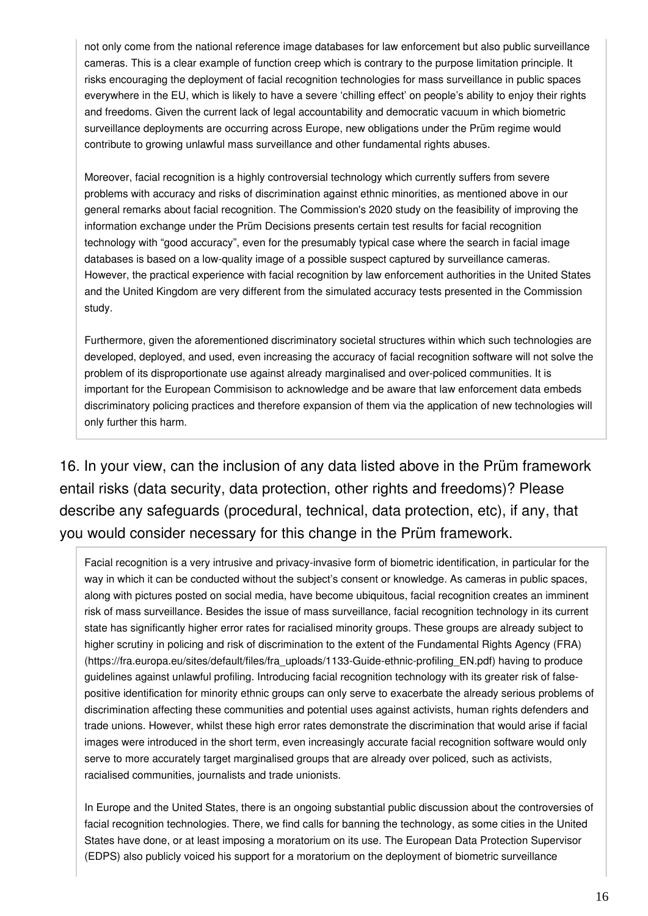not only come from the national reference image databases for law enforcement but also public surveillance cameras. This is a clear example of function creep which is contrary to the purpose limitation principle. It risks encouraging the deployment of facial recognition technologies for mass surveillance in public spaces everywhere in the EU, which is likely to have a severe 'chilling effect' on people's ability to enjoy their rights and freedoms. Given the current lack of legal accountability and democratic vacuum in which biometric surveillance deployments are occurring across Europe, new obligations under the Prüm regime would contribute to growing unlawful mass surveillance and other fundamental rights abuses.

Moreover, facial recognition is a highly controversial technology which currently suffers from severe problems with accuracy and risks of discrimination against ethnic minorities, as mentioned above in our general remarks about facial recognition. The Commission's 2020 study on the feasibility of improving the information exchange under the Prüm Decisions presents certain test results for facial recognition technology with "good accuracy", even for the presumably typical case where the search in facial image databases is based on a low-quality image of a possible suspect captured by surveillance cameras. However, the practical experience with facial recognition by law enforcement authorities in the United States and the United Kingdom are very different from the simulated accuracy tests presented in the Commission study.

Furthermore, given the aforementioned discriminatory societal structures within which such technologies are developed, deployed, and used, even increasing the accuracy of facial recognition software will not solve the problem of its disproportionate use against already marginalised and over-policed communities. It is important for the European Commisison to acknowledge and be aware that law enforcement data embeds discriminatory policing practices and therefore expansion of them via the application of new technologies will only further this harm.

## 16. In your view, can the inclusion of any data listed above in the Prüm framework entail risks (data security, data protection, other rights and freedoms)? Please describe any safeguards (procedural, technical, data protection, etc), if any, that you would consider necessary for this change in the Prüm framework.

Facial recognition is a very intrusive and privacy-invasive form of biometric identification, in particular for the way in which it can be conducted without the subject's consent or knowledge. As cameras in public spaces, along with pictures posted on social media, have become ubiquitous, facial recognition creates an imminent risk of mass surveillance. Besides the issue of mass surveillance, facial recognition technology in its current state has significantly higher error rates for racialised minority groups. These groups are already subject to higher scrutiny in policing and risk of discrimination to the extent of the Fundamental Rights Agency (FRA) (https://fra.europa.eu/sites/default/files/fra_uploads/1133-Guide-ethnic-profiling_EN.pdf) having to produce guidelines against unlawful profiling. Introducing facial recognition technology with its greater risk of false-positive identification for minority ethnic groups can only serve to exacerbate the already serious problems of discrimination affecting these communities and potential uses against activists, human rights defenders and trade unions. However, whilst these high error rates demonstrate the discrimination that would arise if facial images were introduced in the short term, even increasingly accurate facial recognition software would only serve to more accurately target marginalised groups that are already over policed, such as activists, racialised communities, journalists and trade unionists.

In Europe and the United States, there is an ongoing substantial public discussion about the controversies of facial recognition technologies. There, we find calls for banning the technology, as some cities in the United States have done, or at least imposing a moratorium on its use. The European Data Protection Supervisor (EDPS) also publicly voiced his support for a moratorium on the deployment of biometric surveillance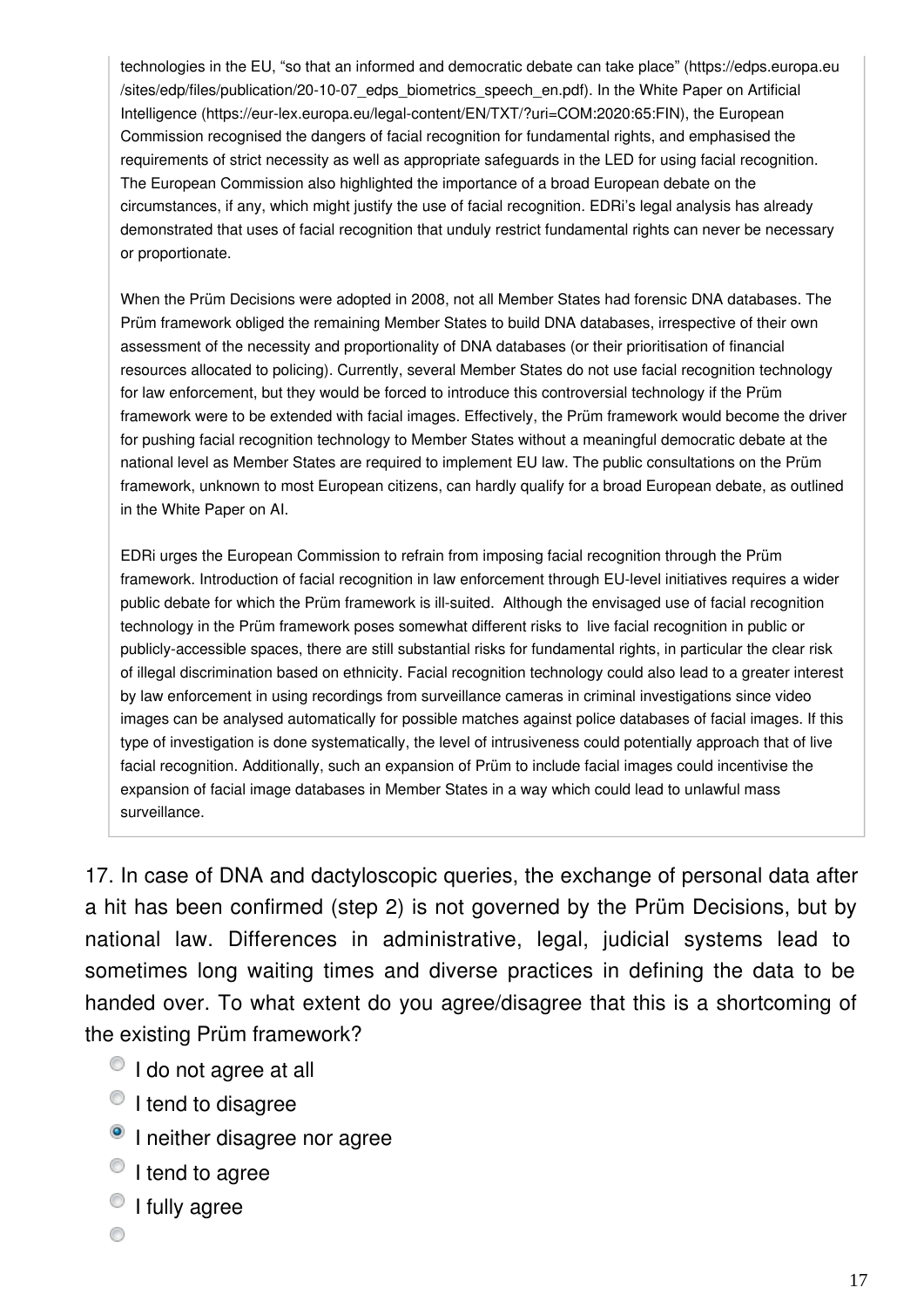technologies in the EU, “so that an informed and democratic debate can take place” (https://edps.europa.eu/sites/edp/files/publication/20-10-07_edps_biometrics_speech_en.pdf). In the White Paper on Artificial Intelligence (https://eur-lex.europa.eu/legal-content/EN/TXT/?uri=COM:2020:65:FIN), the European Commission recognised the dangers of facial recognition for fundamental rights, and emphasised the requirements of strict necessity as well as appropriate safeguards in the LED for using facial recognition. The European Commission also highlighted the importance of a broad European debate on the circumstances, if any, which might justify the use of facial recognition. EDRi’s legal analysis has already demonstrated that uses of facial recognition that unduly restrict fundamental rights can never be necessary or proportionate.

When the Prüm Decisions were adopted in 2008, not all Member States had forensic DNA databases. The Prüm framework obliged the remaining Member States to build DNA databases, irrespective of their own assessment of the necessity and proportionality of DNA databases (or their prioritisation of financial resources allocated to policing). Currently, several Member States do not use facial recognition technology for law enforcement, but they would be forced to introduce this controversial technology if the Prüm framework were to be extended with facial images. Effectively, the Prüm framework would become the driver for pushing facial recognition technology to Member States without a meaningful democratic debate at the national level as Member States are required to implement EU law. The public consultations on the Prüm framework, unknown to most European citizens, can hardly qualify for a broad European debate, as outlined in the White Paper on AI.

EDRi urges the European Commission to refrain from imposing facial recognition through the Prüm framework. Introduction of facial recognition in law enforcement through EU-level initiatives requires a wider public debate for which the Prüm framework is ill-suited. Although the envisaged use of facial recognition technology in the Prüm framework poses somewhat different risks to live facial recognition in public or publicly-accessible spaces, there are still substantial risks for fundamental rights, in particular the clear risk of illegal discrimination based on ethnicity. Facial recognition technology could also lead to a greater interest by law enforcement in using recordings from surveillance cameras in criminal investigations since video images can be analysed automatically for possible matches against police databases of facial images. If this type of investigation is done systematically, the level of intrusiveness could potentially approach that of live facial recognition. Additionally, such an expansion of Prüm to include facial images could incentivise the expansion of facial image databases in Member States in a way which could lead to unlawful mass surveillance.

17. In case of DNA and dactyloscopic queries, the exchange of personal data after a hit has been confirmed (step 2) is not governed by the Prüm Decisions, but by national law. Differences in administrative, legal, judicial systems lead to sometimes long waiting times and diverse practices in defining the data to be handed over. To what extent do you agree/disagree that this is a shortcoming of the existing Prüm framework?

- ○ I do not agree at all
- ○ I tend to disagree
- ◉ I neither disagree nor agree
- ○ I tend to agree
- ○ I fully agree
- ○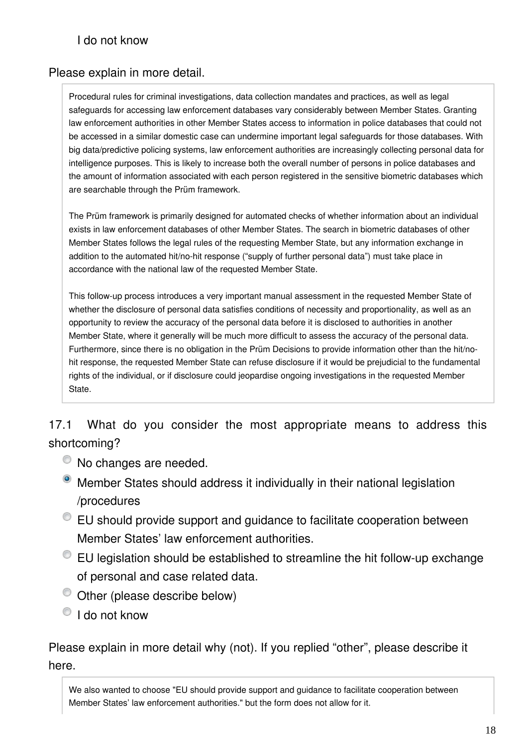I do not know

Please explain in more detail.

> Procedural rules for criminal investigations, data collection mandates and practices, as well as legal safeguards for accessing law enforcement databases vary considerably between Member States. Granting law enforcement authorities in other Member States access to information in police databases that could not be accessed in a similar domestic case can undermine important legal safeguards for those databases. With big data/predictive policing systems, law enforcement authorities are increasingly collecting personal data for intelligence purposes. This is likely to increase both the overall number of persons in police databases and the amount of information associated with each person registered in the sensitive biometric databases which are searchable through the Prüm framework.
>
> The Prüm framework is primarily designed for automated checks of whether information about an individual exists in law enforcement databases of other Member States. The search in biometric databases of other Member States follows the legal rules of the requesting Member State, but any information exchange in addition to the automated hit/no-hit response ("supply of further personal data") must take place in accordance with the national law of the requested Member State.
>
> This follow-up process introduces a very important manual assessment in the requested Member State of whether the disclosure of personal data satisfies conditions of necessity and proportionality, as well as an opportunity to review the accuracy of the personal data before it is disclosed to authorities in another Member State, where it generally will be much more difficult to assess the accuracy of the personal data. Furthermore, since there is no obligation in the Prüm Decisions to provide information other than the hit/no-hit response, the requested Member State can refuse disclosure if it would be prejudicial to the fundamental rights of the individual, or if disclosure could jeopardise ongoing investigations in the requested Member State.

17.1 What do you consider the most appropriate means to address this shortcoming?

- ○ No changes are needed.
- ● Member States should address it individually in their national legislation /procedures
- ○ EU should provide support and guidance to facilitate cooperation between Member States' law enforcement authorities.
- ○ EU legislation should be established to streamline the hit follow-up exchange of personal and case related data.
- ○ Other (please describe below)
- ○ I do not know

Please explain in more detail why (not). If you replied "other", please describe it here.

> We also wanted to choose "EU should provide support and guidance to facilitate cooperation between Member States' law enforcement authorities." but the form does not allow for it.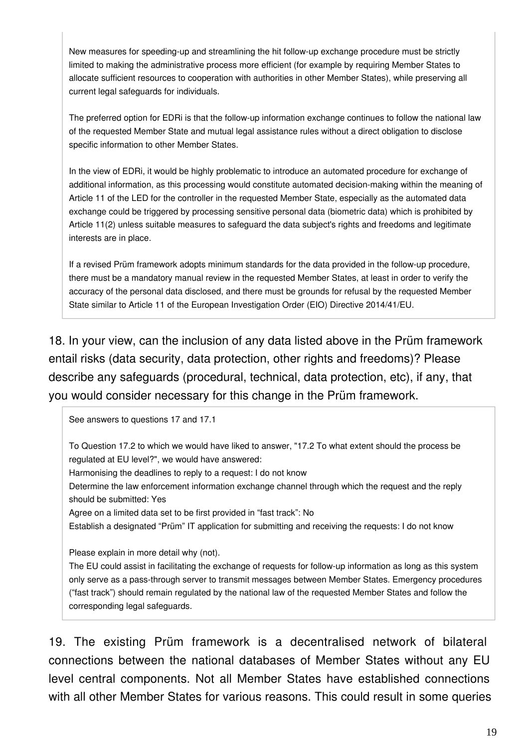New measures for speeding-up and streamlining the hit follow-up exchange procedure must be strictly limited to making the administrative process more efficient (for example by requiring Member States to allocate sufficient resources to cooperation with authorities in other Member States), while preserving all current legal safeguards for individuals.

The preferred option for EDRi is that the follow-up information exchange continues to follow the national law of the requested Member State and mutual legal assistance rules without a direct obligation to disclose specific information to other Member States.

In the view of EDRi, it would be highly problematic to introduce an automated procedure for exchange of additional information, as this processing would constitute automated decision-making within the meaning of Article 11 of the LED for the controller in the requested Member State, especially as the automated data exchange could be triggered by processing sensitive personal data (biometric data) which is prohibited by Article 11(2) unless suitable measures to safeguard the data subject's rights and freedoms and legitimate interests are in place.

If a revised Prüm framework adopts minimum standards for the data provided in the follow-up procedure, there must be a mandatory manual review in the requested Member States, at least in order to verify the accuracy of the personal data disclosed, and there must be grounds for refusal by the requested Member State similar to Article 11 of the European Investigation Order (EIO) Directive 2014/41/EU.

18. In your view, can the inclusion of any data listed above in the Prüm framework entail risks (data security, data protection, other rights and freedoms)? Please describe any safeguards (procedural, technical, data protection, etc), if any, that you would consider necessary for this change in the Prüm framework.

See answers to questions 17 and 17.1

To Question 17.2 to which we would have liked to answer, "17.2 To what extent should the process be regulated at EU level?", we would have answered:
Harmonising the deadlines to reply to a request: I do not know
Determine the law enforcement information exchange channel through which the request and the reply should be submitted: Yes
Agree on a limited data set to be first provided in “fast track”: No
Establish a designated “Prüm” IT application for submitting and receiving the requests: I do not know

Please explain in more detail why (not).
The EU could assist in facilitating the exchange of requests for follow-up information as long as this system only serve as a pass-through server to transmit messages between Member States. Emergency procedures (“fast track”) should remain regulated by the national law of the requested Member States and follow the corresponding legal safeguards.

19. The existing Prüm framework is a decentralised network of bilateral connections between the national databases of Member States without any EU level central components. Not all Member States have established connections with all other Member States for various reasons. This could result in some queries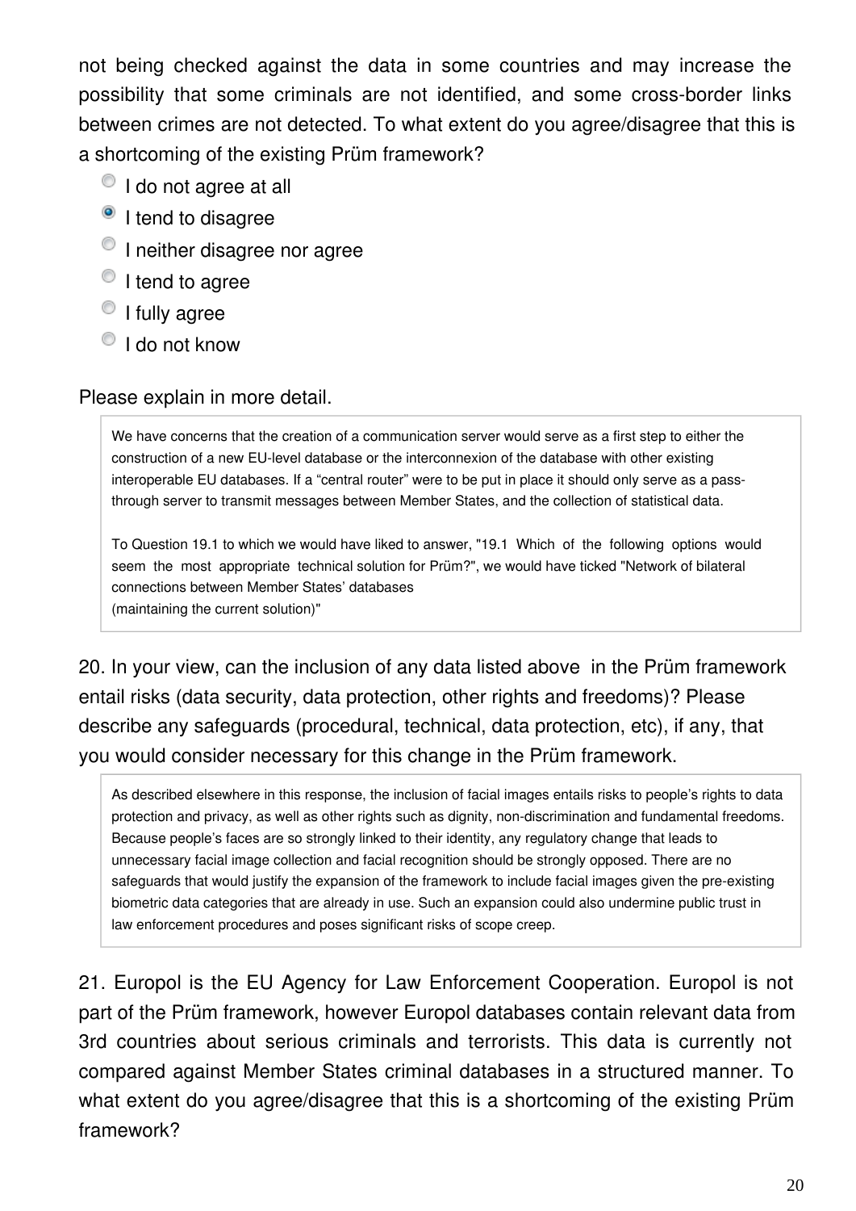not being checked against the data in some countries and may increase the possibility that some criminals are not identified, and some cross-border links between crimes are not detected. To what extent do you agree/disagree that this is a shortcoming of the existing Prüm framework?

- ○ I do not agree at all
- ● I tend to disagree
- ○ I neither disagree nor agree
- ○ I tend to agree
- ○ I fully agree
- ○ I do not know

Please explain in more detail.

> We have concerns that the creation of a communication server would serve as a first step to either the construction of a new EU-level database or the interconnexion of the database with other existing interoperable EU databases. If a "central router" were to be put in place it should only serve as a pass-through server to transmit messages between Member States, and the collection of statistical data.
>
> To Question 19.1 to which we would have liked to answer, "19.1 Which of the following options would seem the most appropriate technical solution for Prüm?", we would have ticked "Network of bilateral connections between Member States' databases
> (maintaining the current solution)"

20. In your view, can the inclusion of any data listed above in the Prüm framework entail risks (data security, data protection, other rights and freedoms)? Please describe any safeguards (procedural, technical, data protection, etc), if any, that you would consider necessary for this change in the Prüm framework.

> As described elsewhere in this response, the inclusion of facial images entails risks to people's rights to data protection and privacy, as well as other rights such as dignity, non-discrimination and fundamental freedoms. Because people's faces are so strongly linked to their identity, any regulatory change that leads to unnecessary facial image collection and facial recognition should be strongly opposed. There are no safeguards that would justify the expansion of the framework to include facial images given the pre-existing biometric data categories that are already in use. Such an expansion could also undermine public trust in law enforcement procedures and poses significant risks of scope creep.

21. Europol is the EU Agency for Law Enforcement Cooperation. Europol is not part of the Prüm framework, however Europol databases contain relevant data from 3rd countries about serious criminals and terrorists. This data is currently not compared against Member States criminal databases in a structured manner. To what extent do you agree/disagree that this is a shortcoming of the existing Prüm framework?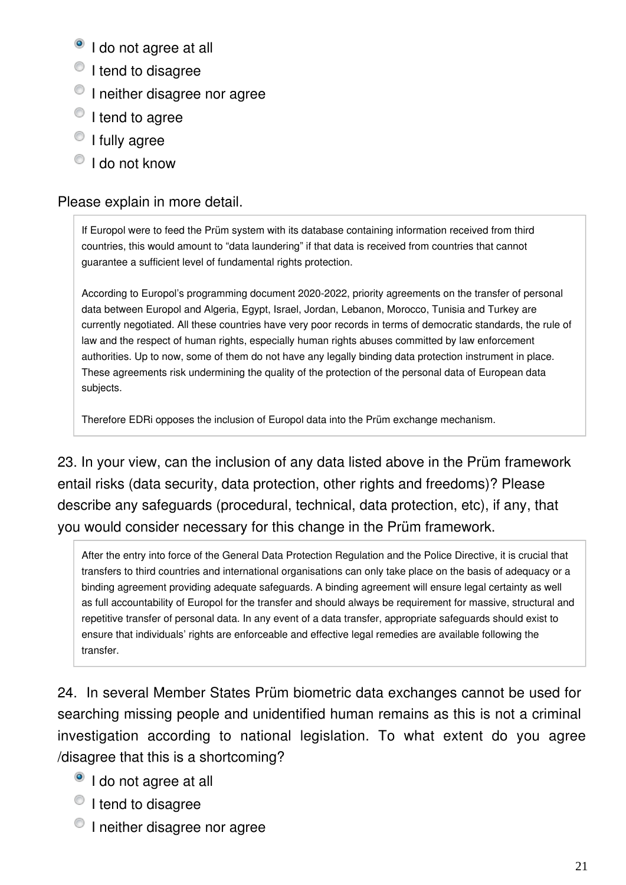- (x) I do not agree at all
- ( ) I tend to disagree
- ( ) I neither disagree nor agree
- ( ) I tend to agree
- ( ) I fully agree
- ( ) I do not know

Please explain in more detail.

> If Europol were to feed the Prüm system with its database containing information received from third countries, this would amount to "data laundering" if that data is received from countries that cannot guarantee a sufficient level of fundamental rights protection.
>
> According to Europol's programming document 2020-2022, priority agreements on the transfer of personal data between Europol and Algeria, Egypt, Israel, Jordan, Lebanon, Morocco, Tunisia and Turkey are currently negotiated. All these countries have very poor records in terms of democratic standards, the rule of law and the respect of human rights, especially human rights abuses committed by law enforcement authorities. Up to now, some of them do not have any legally binding data protection instrument in place. These agreements risk undermining the quality of the protection of the personal data of European data subjects.
>
> Therefore EDRi opposes the inclusion of Europol data into the Prüm exchange mechanism.

23. In your view, can the inclusion of any data listed above in the Prüm framework entail risks (data security, data protection, other rights and freedoms)? Please describe any safeguards (procedural, technical, data protection, etc), if any, that you would consider necessary for this change in the Prüm framework.

> After the entry into force of the General Data Protection Regulation and the Police Directive, it is crucial that transfers to third countries and international organisations can only take place on the basis of adequacy or a binding agreement providing adequate safeguards. A binding agreement will ensure legal certainty as well as full accountability of Europol for the transfer and should always be requirement for massive, structural and repetitive transfer of personal data. In any event of a data transfer, appropriate safeguards should exist to ensure that individuals' rights are enforceable and effective legal remedies are available following the transfer.

24. In several Member States Prüm biometric data exchanges cannot be used for searching missing people and unidentified human remains as this is not a criminal investigation according to national legislation. To what extent do you agree /disagree that this is a shortcoming?

- (x) I do not agree at all
- ( ) I tend to disagree
- ( ) I neither disagree nor agree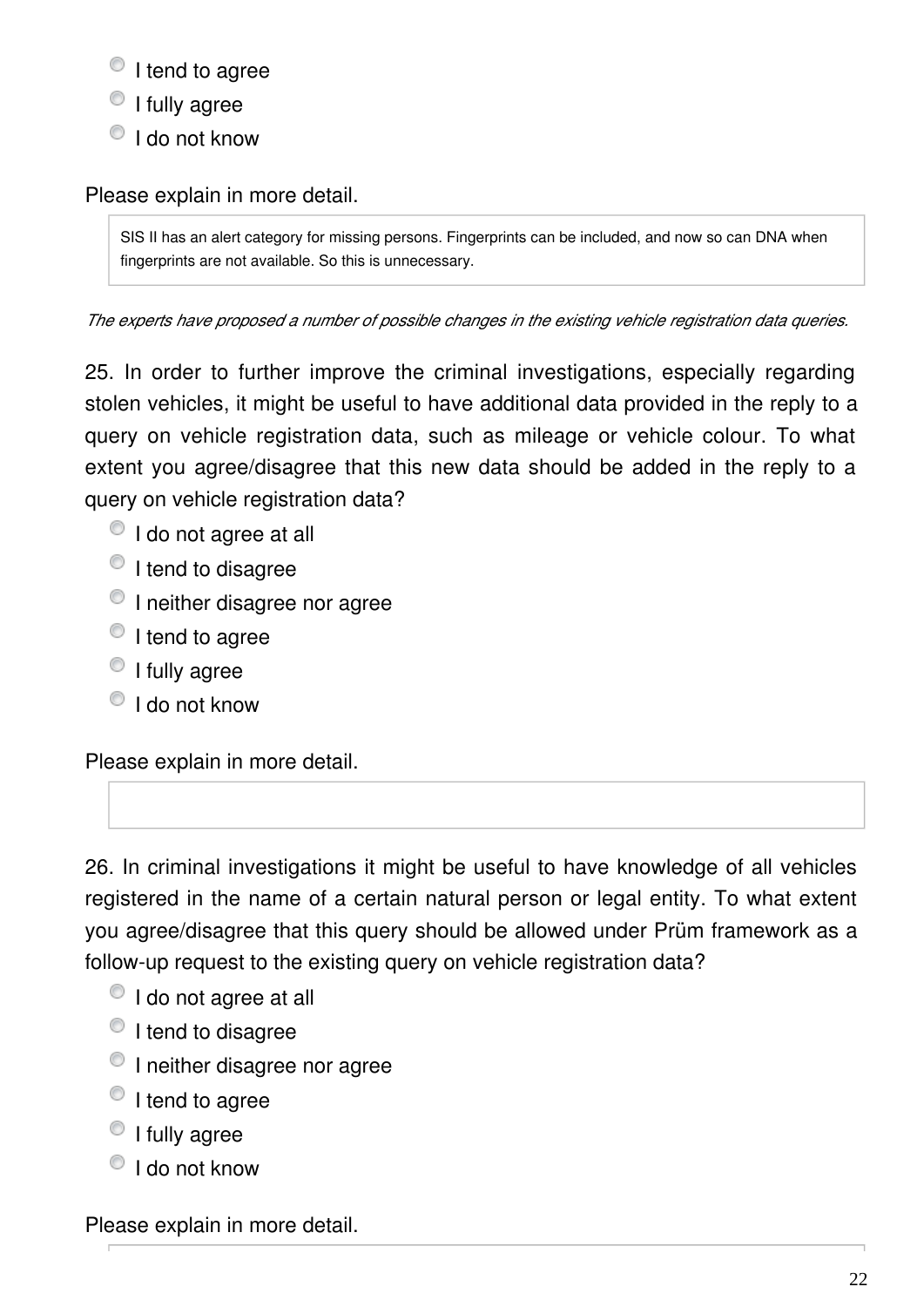- I tend to agree
- I fully agree
- I do not know

Please explain in more detail.

> SIS II has an alert category for missing persons. Fingerprints can be included, and now so can DNA when fingerprints are not available. So this is unnecessary.

*The experts have proposed a number of possible changes in the existing vehicle registration data queries.*

25. In order to further improve the criminal investigations, especially regarding stolen vehicles, it might be useful to have additional data provided in the reply to a query on vehicle registration data, such as mileage or vehicle colour. To what extent you agree/disagree that this new data should be added in the reply to a query on vehicle registration data?

- I do not agree at all
- I tend to disagree
- I neither disagree nor agree
- I tend to agree
- I fully agree
- I do not know

Please explain in more detail.

26. In criminal investigations it might be useful to have knowledge of all vehicles registered in the name of a certain natural person or legal entity. To what extent you agree/disagree that this query should be allowed under Prüm framework as a follow-up request to the existing query on vehicle registration data?

- I do not agree at all
- I tend to disagree
- I neither disagree nor agree
- I tend to agree
- I fully agree
- I do not know

Please explain in more detail.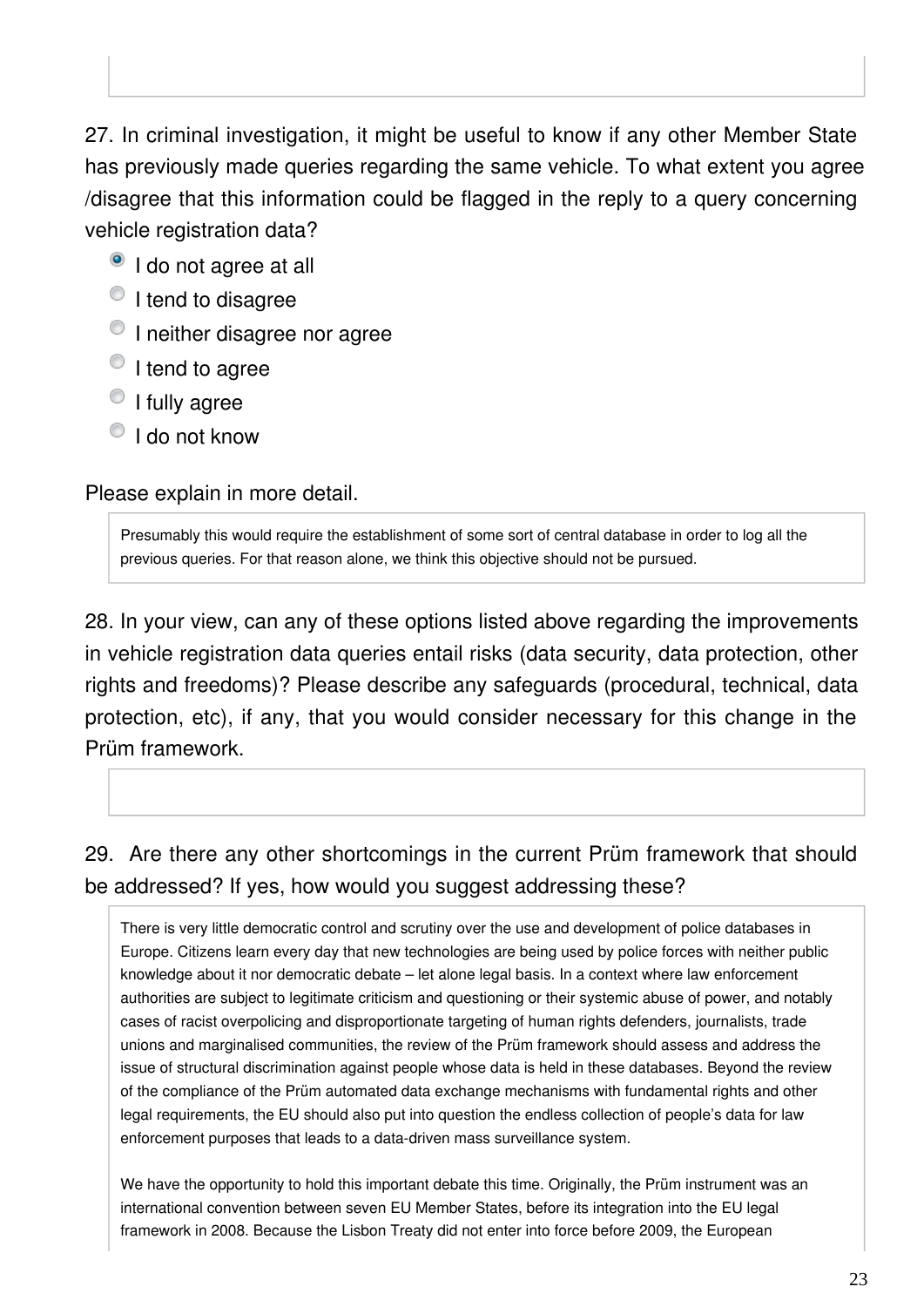27. In criminal investigation, it might be useful to know if any other Member State has previously made queries regarding the same vehicle. To what extent you agree /disagree that this information could be flagged in the reply to a query concerning vehicle registration data?

- [x] I do not agree at all
- [ ] I tend to disagree
- [ ] I neither disagree nor agree
- [ ] I tend to agree
- [ ] I fully agree
- [ ] I do not know

Please explain in more detail.

> Presumably this would require the establishment of some sort of central database in order to log all the previous queries. For that reason alone, we think this objective should not be pursued.

28. In your view, can any of these options listed above regarding the improvements in vehicle registration data queries entail risks (data security, data protection, other rights and freedoms)? Please describe any safeguards (procedural, technical, data protection, etc), if any, that you would consider necessary for this change in the Prüm framework.

29. Are there any other shortcomings in the current Prüm framework that should be addressed? If yes, how would you suggest addressing these?

> There is very little democratic control and scrutiny over the use and development of police databases in Europe. Citizens learn every day that new technologies are being used by police forces with neither public knowledge about it nor democratic debate – let alone legal basis. In a context where law enforcement authorities are subject to legitimate criticism and questioning or their systemic abuse of power, and notably cases of racist overpolicing and disproportionate targeting of human rights defenders, journalists, trade unions and marginalised communities, the review of the Prüm framework should assess and address the issue of structural discrimination against people whose data is held in these databases. Beyond the review of the compliance of the Prüm automated data exchange mechanisms with fundamental rights and other legal requirements, the EU should also put into question the endless collection of people's data for law enforcement purposes that leads to a data-driven mass surveillance system.
>
> We have the opportunity to hold this important debate this time. Originally, the Prüm instrument was an international convention between seven EU Member States, before its integration into the EU legal framework in 2008. Because the Lisbon Treaty did not enter into force before 2009, the European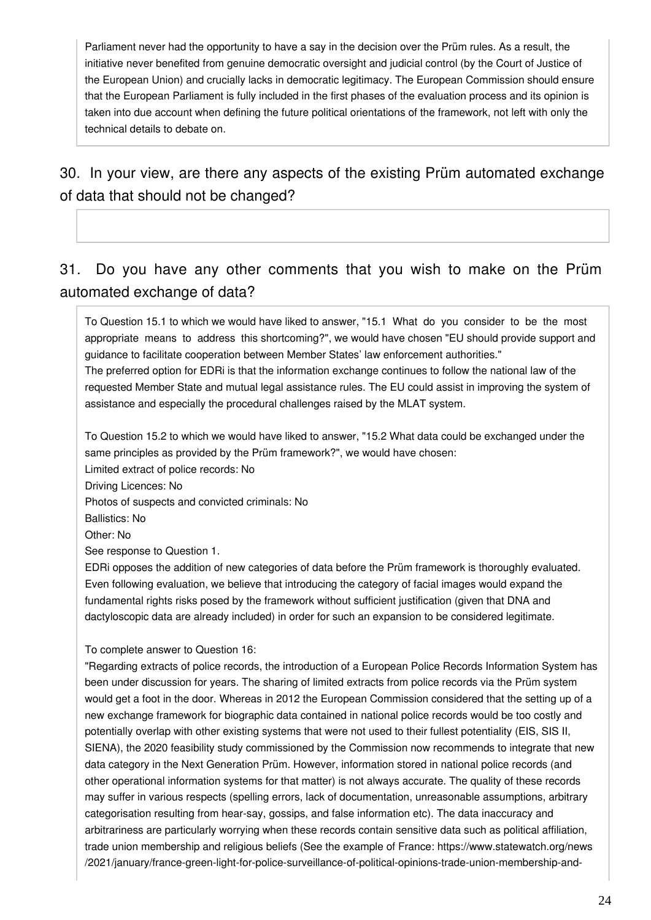Parliament never had the opportunity to have a say in the decision over the Prüm rules. As a result, the initiative never benefited from genuine democratic oversight and judicial control (by the Court of Justice of the European Union) and crucially lacks in democratic legitimacy. The European Commission should ensure that the European Parliament is fully included in the first phases of the evaluation process and its opinion is taken into due account when defining the future political orientations of the framework, not left with only the technical details to debate on.

## 30. In your view, are there any aspects of the existing Prüm automated exchange of data that should not be changed?

## 31. Do you have any other comments that you wish to make on the Prüm automated exchange of data?

To Question 15.1 to which we would have liked to answer, "15.1 What do you consider to be the most appropriate means to address this shortcoming?", we would have chosen "EU should provide support and guidance to facilitate cooperation between Member States' law enforcement authorities."
The preferred option for EDRi is that the information exchange continues to follow the national law of the requested Member State and mutual legal assistance rules. The EU could assist in improving the system of assistance and especially the procedural challenges raised by the MLAT system.

To Question 15.2 to which we would have liked to answer, "15.2 What data could be exchanged under the same principles as provided by the Prüm framework?", we would have chosen:
Limited extract of police records: No
Driving Licences: No
Photos of suspects and convicted criminals: No
Ballistics: No
Other: No
See response to Question 1.
EDRi opposes the addition of new categories of data before the Prüm framework is thoroughly evaluated. Even following evaluation, we believe that introducing the category of facial images would expand the fundamental rights risks posed by the framework without sufficient justification (given that DNA and dactyloscopic data are already included) in order for such an expansion to be considered legitimate.

To complete answer to Question 16:
"Regarding extracts of police records, the introduction of a European Police Records Information System has been under discussion for years. The sharing of limited extracts from police records via the Prüm system would get a foot in the door. Whereas in 2012 the European Commission considered that the setting up of a new exchange framework for biographic data contained in national police records would be too costly and potentially overlap with other existing systems that were not used to their fullest potentiality (EIS, SIS II, SIENA), the 2020 feasibility study commissioned by the Commission now recommends to integrate that new data category in the Next Generation Prüm. However, information stored in national police records (and other operational information systems for that matter) is not always accurate. The quality of these records may suffer in various respects (spelling errors, lack of documentation, unreasonable assumptions, arbitrary categorisation resulting from hear-say, gossips, and false information etc). The data inaccuracy and arbitrariness are particularly worrying when these records contain sensitive data such as political affiliation, trade union membership and religious beliefs (See the example of France: https://www.statewatch.org/news/2021/january/france-green-light-for-police-surveillance-of-political-opinions-trade-union-membership-and-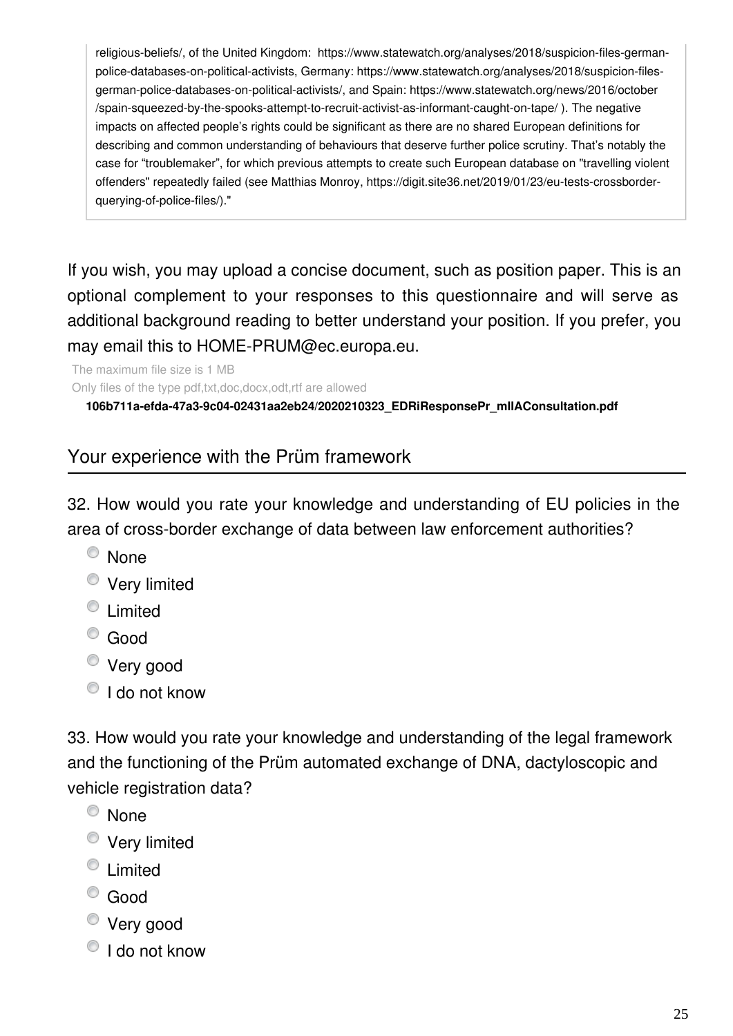religious-beliefs/, of the United Kingdom:  https://www.statewatch.org/analyses/2018/suspicion-files-german-police-databases-on-political-activists, Germany: https://www.statewatch.org/analyses/2018/suspicion-files-german-police-databases-on-political-activists/, and Spain: https://www.statewatch.org/news/2016/october /spain-squeezed-by-the-spooks-attempt-to-recruit-activist-as-informant-caught-on-tape/ ). The negative impacts on affected people's rights could be significant as there are no shared European definitions for describing and common understanding of behaviours that deserve further police scrutiny. That's notably the case for "troublemaker", for which previous attempts to create such European database on "travelling violent offenders" repeatedly failed (see Matthias Monroy, https://digit.site36.net/2019/01/23/eu-tests-crossborder-querying-of-police-files/)."

If you wish, you may upload a concise document, such as position paper. This is an optional complement to your responses to this questionnaire and will serve as additional background reading to better understand your position. If you prefer, you may email this to HOME-PRUM@ec.europa.eu.

The maximum file size is 1 MB
Only files of the type pdf,txt,doc,docx,odt,rtf are allowed

**106b711a-efda-47a3-9c04-02431aa2eb24/2020210323_EDRiResponsePr_mIIAConsultation.pdf**

## Your experience with the Prüm framework

32. How would you rate your knowledge and understanding of EU policies in the area of cross-border exchange of data between law enforcement authorities?

- None
- Very limited
- Limited
- Good
- Very good
- I do not know

33. How would you rate your knowledge and understanding of the legal framework and the functioning of the Prüm automated exchange of DNA, dactyloscopic and vehicle registration data?

- None
- Very limited
- Limited
- Good
- Very good
- I do not know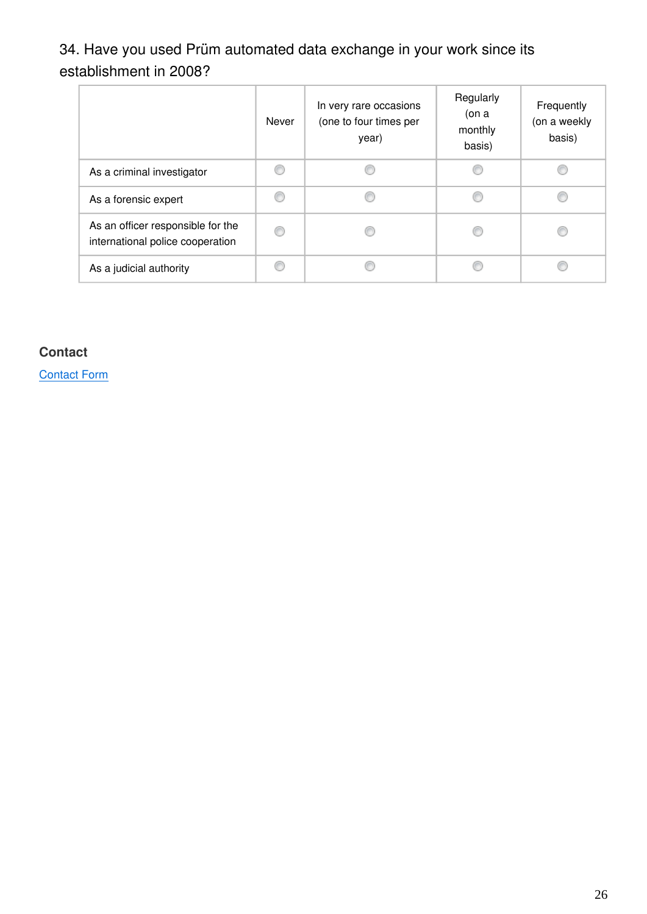34. Have you used Prüm automated data exchange in your work since its establishment in 2008?

| | Never | In very rare occasions (one to four times per year) | Regularly (on a monthly basis) | Frequently (on a weekly basis) |
|---|---|---|---|---|
| As a criminal investigator | ○ | ○ | ○ | ○ |
| As a forensic expert | ○ | ○ | ○ | ○ |
| As an officer responsible for the international police cooperation | ○ | ○ | ○ | ○ |
| As a judicial authority | ○ | ○ | ○ | ○ |

### Contact

Contact Form